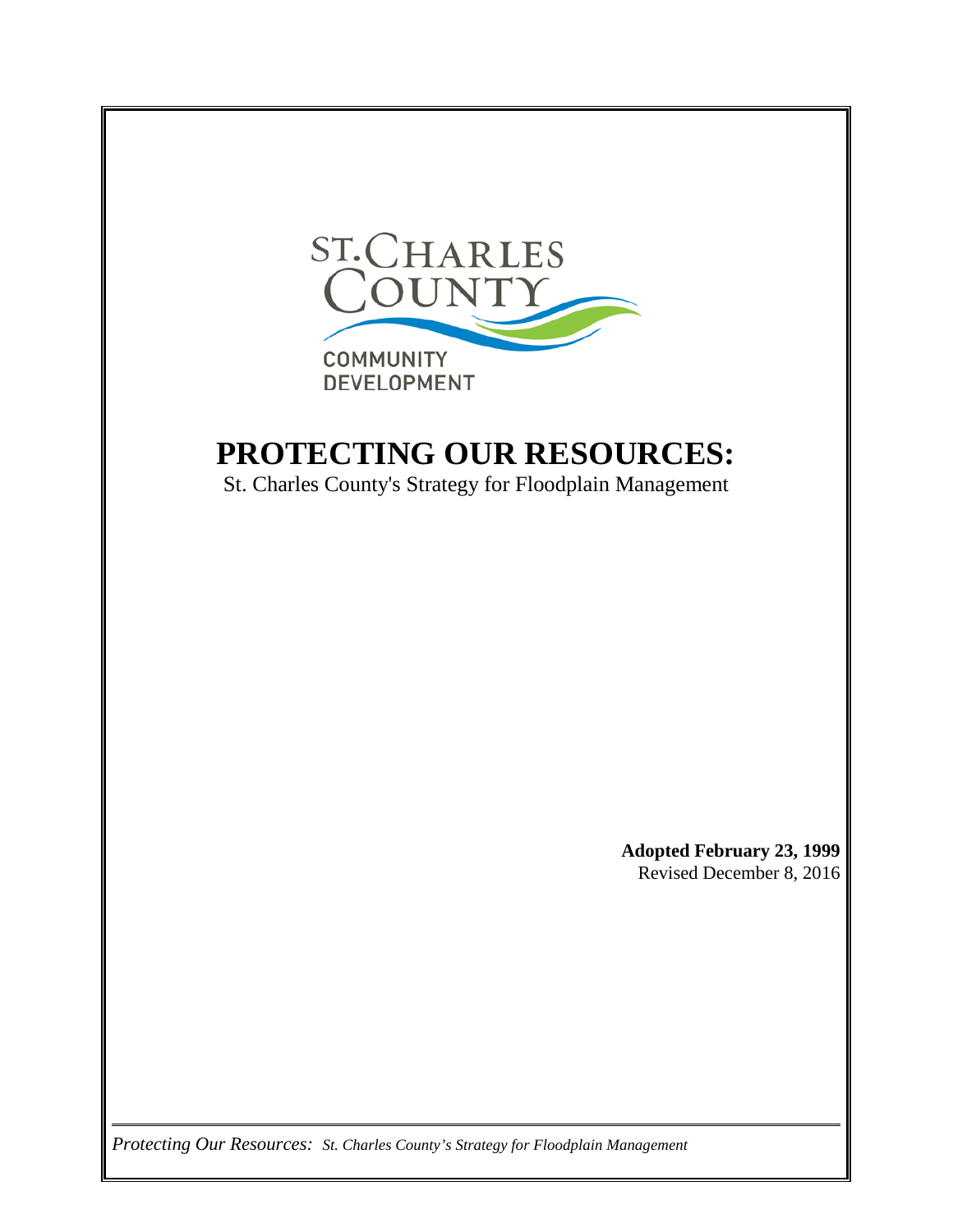ST. CHARLES COUNTY

COMMUNITY DEVELOPMENT

# PROTECTING OUR RESOURCES:

St. Charles County's Strategy for Floodplain Management

**Adopted February 23, 1999**
Revised December 8, 2016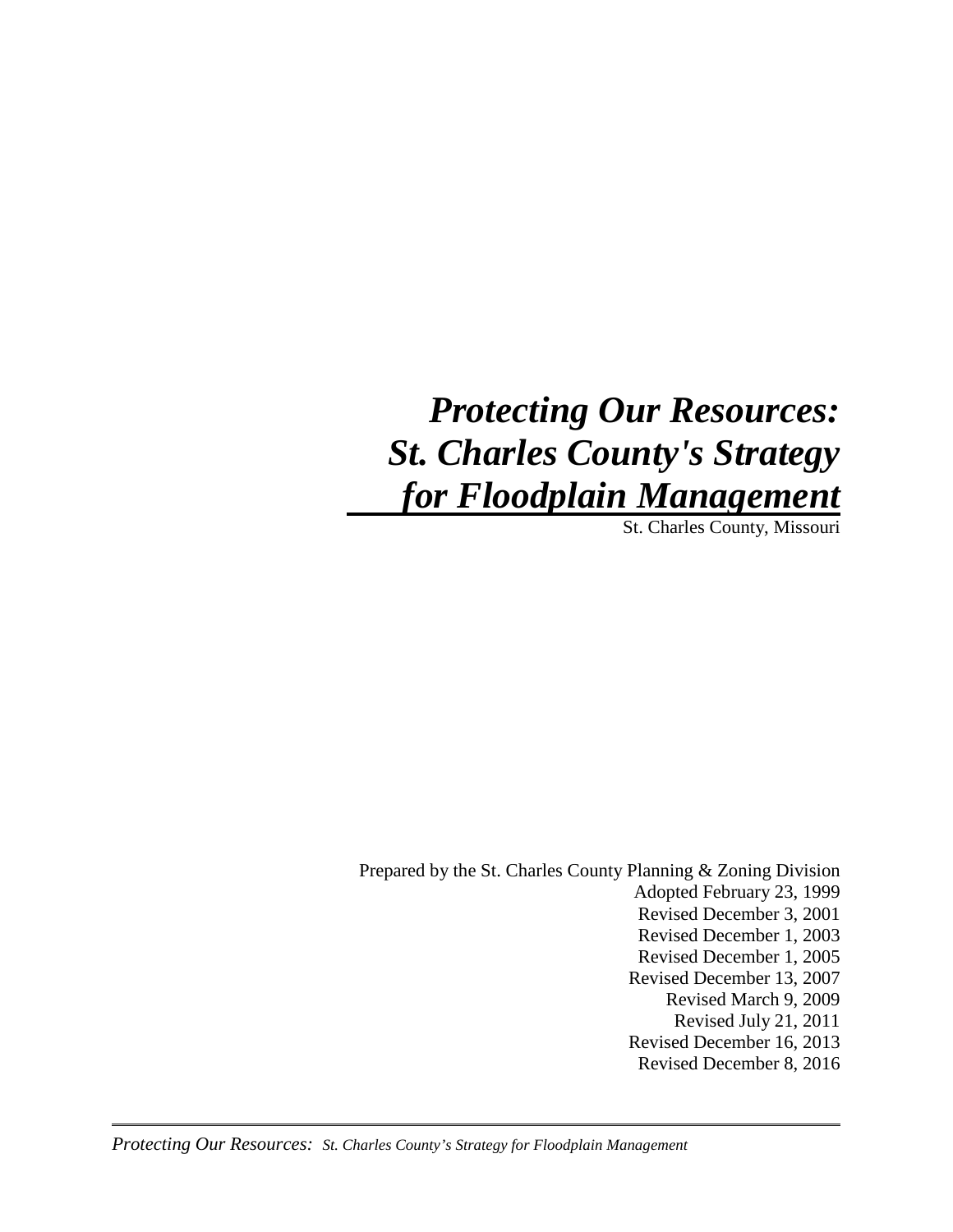# *Protecting Our Resources: St. Charles County's Strategy for Floodplain Management*

St. Charles County, Missouri

Prepared by the St. Charles County Planning & Zoning Division
Adopted February 23, 1999
Revised December 3, 2001
Revised December 1, 2003
Revised December 1, 2005
Revised December 13, 2007
Revised March 9, 2009
Revised July 21, 2011
Revised December 16, 2013
Revised December 8, 2016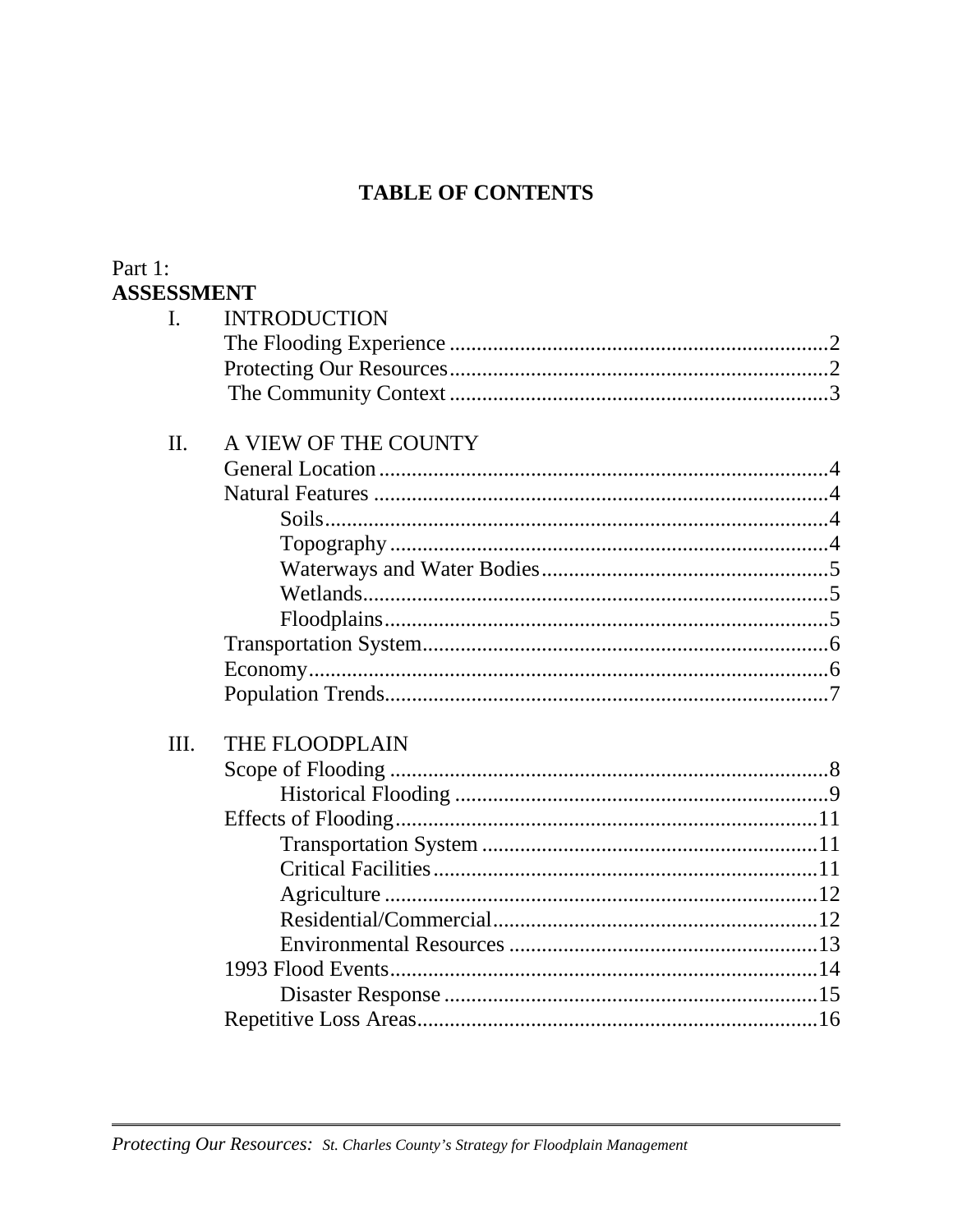# TABLE OF CONTENTS

Part 1:
**ASSESSMENT**

I. INTRODUCTION
- The Flooding Experience ....................................................................2
- Protecting Our Resources....................................................................2
- The Community Context ....................................................................3

II. A VIEW OF THE COUNTY
- General Location..................................................................................4
- Natural Features ..................................................................................4
  - Soils..........................................................................................4
  - Topography ...............................................................................4
  - Waterways and Water Bodies....................................................5
  - Wetlands....................................................................................5
  - Floodplains................................................................................5
- Transportation System..........................................................................6
- Economy...............................................................................................6
- Population Trends.................................................................................7

III. THE FLOODPLAIN
- Scope of Flooding ................................................................................8
  - Historical Flooding ...................................................................9
- Effects of Flooding.............................................................................11
  - Transportation System .............................................................11
  - Critical Facilities......................................................................11
  - Agriculture ...............................................................................12
  - Residential/Commercial...........................................................12
  - Environmental Resources ........................................................13
- 1993 Flood Events..............................................................................14
  - Disaster Response ....................................................................15
- Repetitive Loss Areas..........................................................................16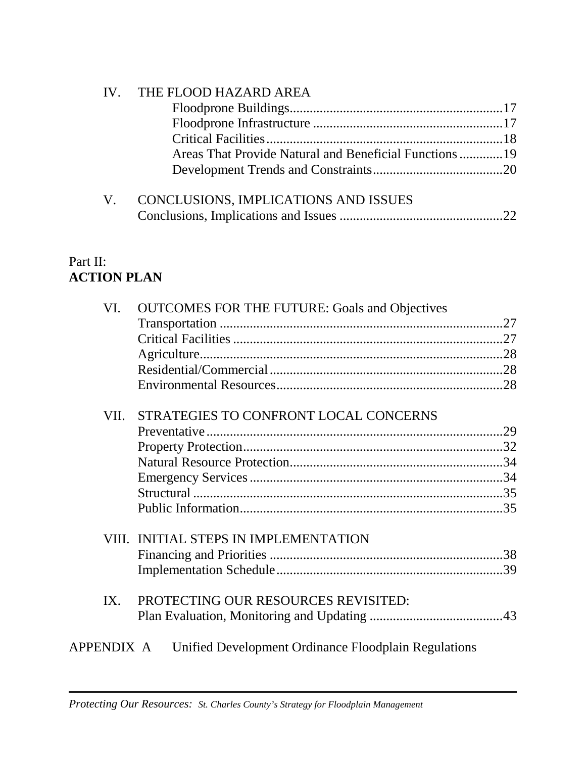IV. THE FLOOD HAZARD AREA
- Floodprone Buildings....17
- Floodprone Infrastructure....17
- Critical Facilities....18
- Areas That Provide Natural and Beneficial Functions....19
- Development Trends and Constraints....20

V. CONCLUSIONS, IMPLICATIONS AND ISSUES
- Conclusions, Implications and Issues....22

Part II:
**ACTION PLAN**

VI. OUTCOMES FOR THE FUTURE: Goals and Objectives
- Transportation....27
- Critical Facilities....27
- Agriculture....28
- Residential/Commercial....28
- Environmental Resources....28

VII. STRATEGIES TO CONFRONT LOCAL CONCERNS
- Preventative....29
- Property Protection....32
- Natural Resource Protection....34
- Emergency Services....34
- Structural....35
- Public Information....35

VIII. INITIAL STEPS IN IMPLEMENTATION
- Financing and Priorities....38
- Implementation Schedule....39

IX. PROTECTING OUR RESOURCES REVISITED:
- Plan Evaluation, Monitoring and Updating....43

APPENDIX A Unified Development Ordinance Floodplain Regulations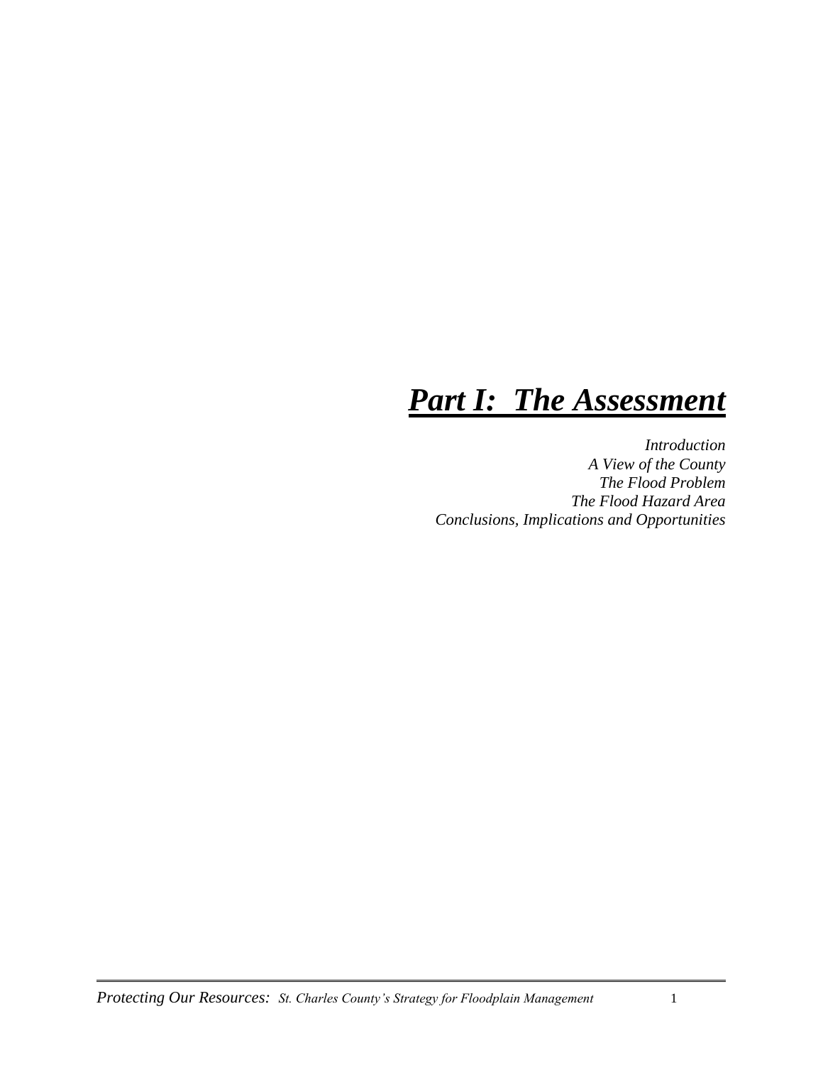# ***Part I: The Assessment***

*Introduction*
*A View of the County*
*The Flood Problem*
*The Flood Hazard Area*
*Conclusions, Implications and Opportunities*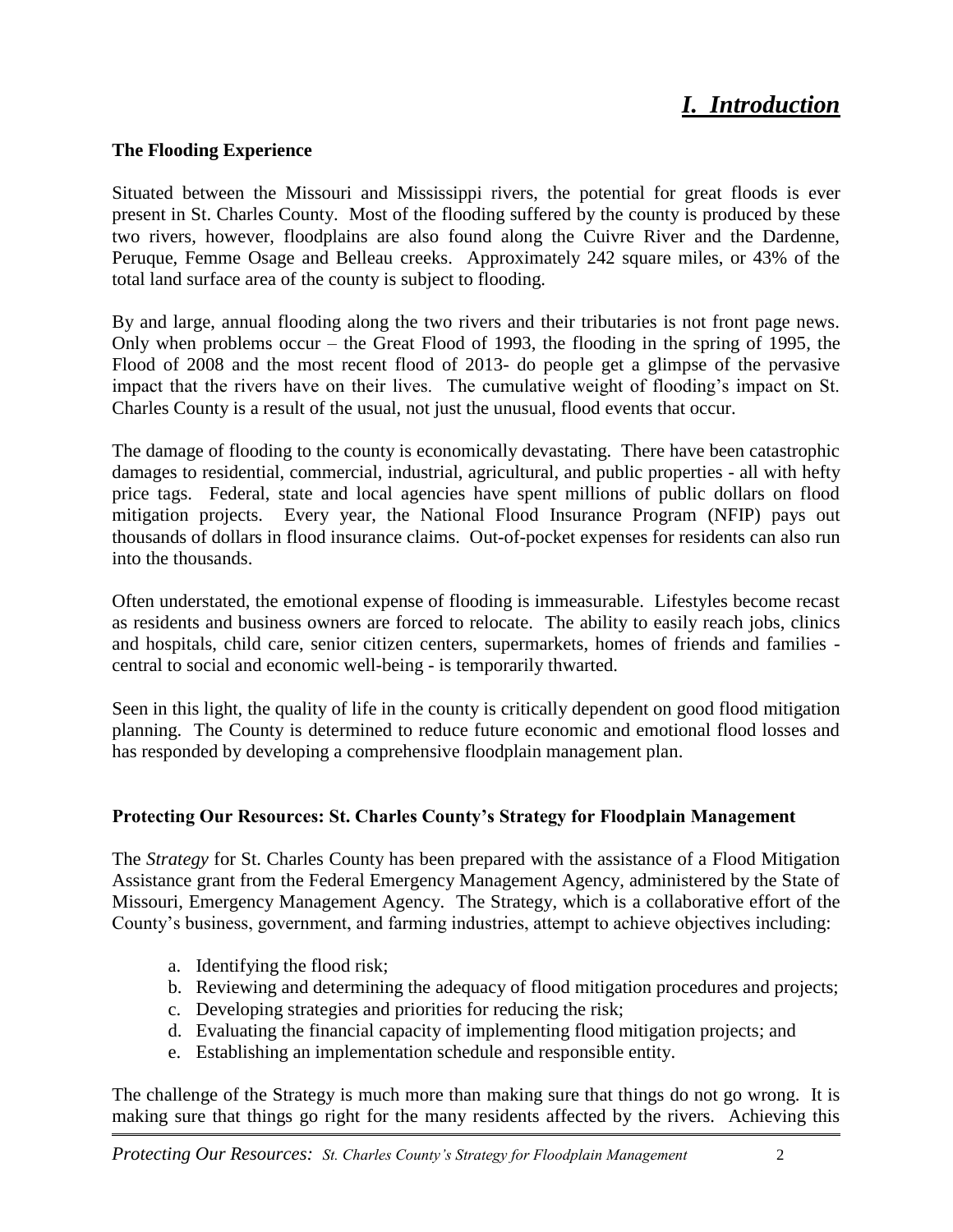# *I. Introduction*

**The Flooding Experience**

Situated between the Missouri and Mississippi rivers, the potential for great floods is ever present in St. Charles County. Most of the flooding suffered by the county is produced by these two rivers, however, floodplains are also found along the Cuivre River and the Dardenne, Peruque, Femme Osage and Belleau creeks. Approximately 242 square miles, or 43% of the total land surface area of the county is subject to flooding.

By and large, annual flooding along the two rivers and their tributaries is not front page news. Only when problems occur – the Great Flood of 1993, the flooding in the spring of 1995, the Flood of 2008 and the most recent flood of 2013- do people get a glimpse of the pervasive impact that the rivers have on their lives. The cumulative weight of flooding's impact on St. Charles County is a result of the usual, not just the unusual, flood events that occur.

The damage of flooding to the county is economically devastating. There have been catastrophic damages to residential, commercial, industrial, agricultural, and public properties - all with hefty price tags. Federal, state and local agencies have spent millions of public dollars on flood mitigation projects. Every year, the National Flood Insurance Program (NFIP) pays out thousands of dollars in flood insurance claims. Out-of-pocket expenses for residents can also run into the thousands.

Often understated, the emotional expense of flooding is immeasurable. Lifestyles become recast as residents and business owners are forced to relocate. The ability to easily reach jobs, clinics and hospitals, child care, senior citizen centers, supermarkets, homes of friends and families - central to social and economic well-being - is temporarily thwarted.

Seen in this light, the quality of life in the county is critically dependent on good flood mitigation planning. The County is determined to reduce future economic and emotional flood losses and has responded by developing a comprehensive floodplain management plan.

**Protecting Our Resources: St. Charles County's Strategy for Floodplain Management**

The *Strategy* for St. Charles County has been prepared with the assistance of a Flood Mitigation Assistance grant from the Federal Emergency Management Agency, administered by the State of Missouri, Emergency Management Agency. The Strategy, which is a collaborative effort of the County's business, government, and farming industries, attempt to achieve objectives including:

a. Identifying the flood risk;
b. Reviewing and determining the adequacy of flood mitigation procedures and projects;
c. Developing strategies and priorities for reducing the risk;
d. Evaluating the financial capacity of implementing flood mitigation projects; and
e. Establishing an implementation schedule and responsible entity.

The challenge of the Strategy is much more than making sure that things do not go wrong. It is making sure that things go right for the many residents affected by the rivers. Achieving this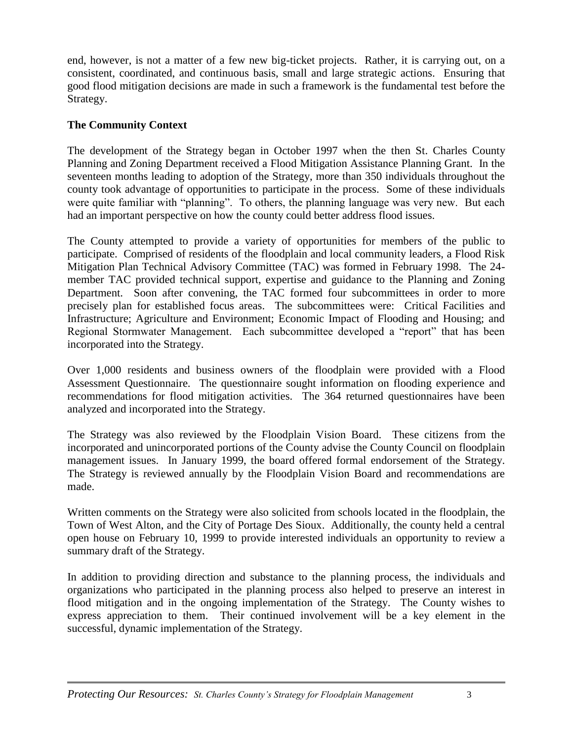end, however, is not a matter of a few new big-ticket projects. Rather, it is carrying out, on a consistent, coordinated, and continuous basis, small and large strategic actions. Ensuring that good flood mitigation decisions are made in such a framework is the fundamental test before the Strategy.

## The Community Context

The development of the Strategy began in October 1997 when the then St. Charles County Planning and Zoning Department received a Flood Mitigation Assistance Planning Grant. In the seventeen months leading to adoption of the Strategy, more than 350 individuals throughout the county took advantage of opportunities to participate in the process. Some of these individuals were quite familiar with "planning". To others, the planning language was very new. But each had an important perspective on how the county could better address flood issues.

The County attempted to provide a variety of opportunities for members of the public to participate. Comprised of residents of the floodplain and local community leaders, a Flood Risk Mitigation Plan Technical Advisory Committee (TAC) was formed in February 1998. The 24-member TAC provided technical support, expertise and guidance to the Planning and Zoning Department. Soon after convening, the TAC formed four subcommittees in order to more precisely plan for established focus areas. The subcommittees were: Critical Facilities and Infrastructure; Agriculture and Environment; Economic Impact of Flooding and Housing; and Regional Stormwater Management. Each subcommittee developed a "report" that has been incorporated into the Strategy.

Over 1,000 residents and business owners of the floodplain were provided with a Flood Assessment Questionnaire. The questionnaire sought information on flooding experience and recommendations for flood mitigation activities. The 364 returned questionnaires have been analyzed and incorporated into the Strategy.

The Strategy was also reviewed by the Floodplain Vision Board. These citizens from the incorporated and unincorporated portions of the County advise the County Council on floodplain management issues. In January 1999, the board offered formal endorsement of the Strategy. The Strategy is reviewed annually by the Floodplain Vision Board and recommendations are made.

Written comments on the Strategy were also solicited from schools located in the floodplain, the Town of West Alton, and the City of Portage Des Sioux. Additionally, the county held a central open house on February 10, 1999 to provide interested individuals an opportunity to review a summary draft of the Strategy.

In addition to providing direction and substance to the planning process, the individuals and organizations who participated in the planning process also helped to preserve an interest in flood mitigation and in the ongoing implementation of the Strategy. The County wishes to express appreciation to them. Their continued involvement will be a key element in the successful, dynamic implementation of the Strategy.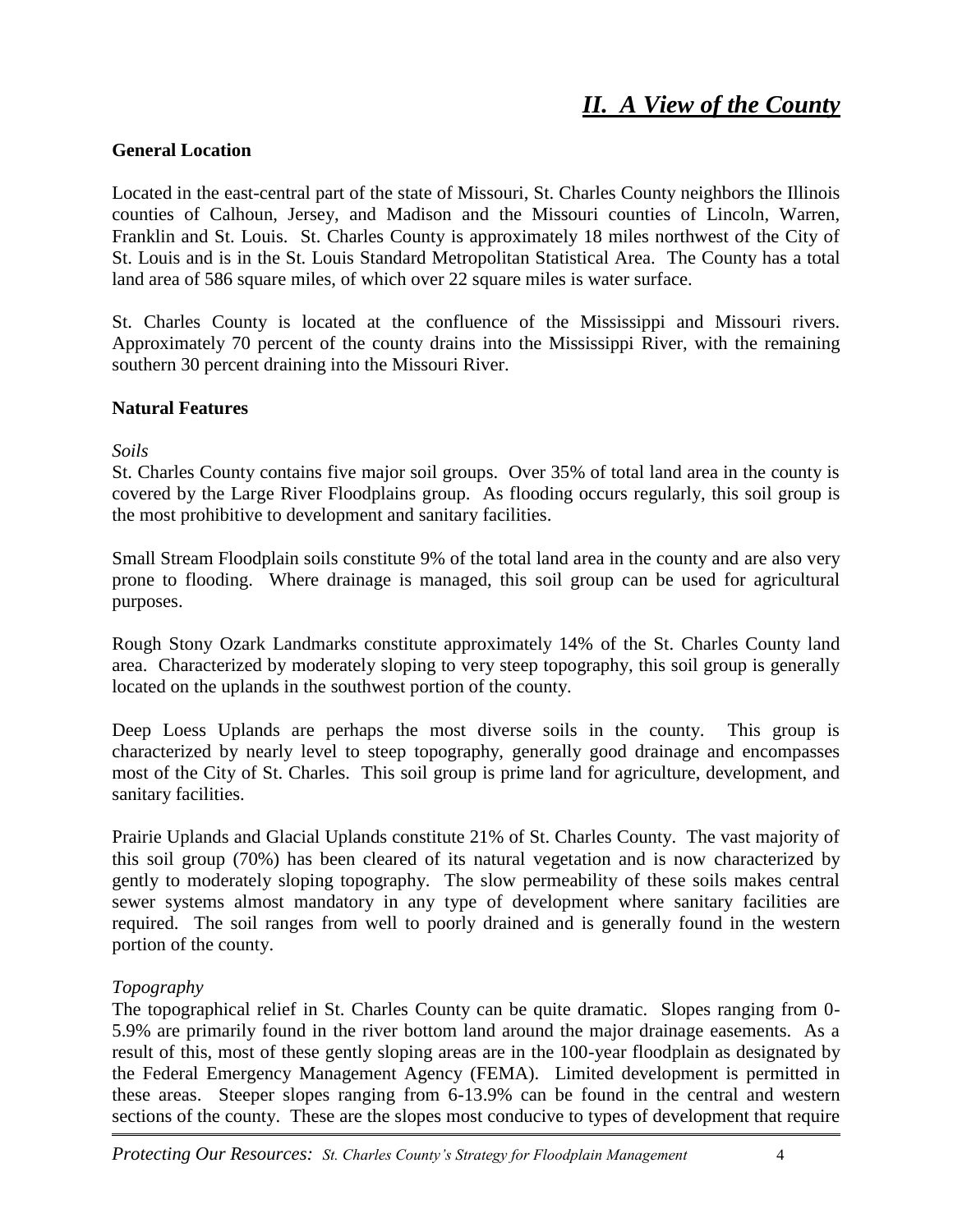## *II. A View of the County*

### General Location

Located in the east-central part of the state of Missouri, St. Charles County neighbors the Illinois counties of Calhoun, Jersey, and Madison and the Missouri counties of Lincoln, Warren, Franklin and St. Louis. St. Charles County is approximately 18 miles northwest of the City of St. Louis and is in the St. Louis Standard Metropolitan Statistical Area. The County has a total land area of 586 square miles, of which over 22 square miles is water surface.

St. Charles County is located at the confluence of the Mississippi and Missouri rivers. Approximately 70 percent of the county drains into the Mississippi River, with the remaining southern 30 percent draining into the Missouri River.

### Natural Features

*Soils*

St. Charles County contains five major soil groups. Over 35% of total land area in the county is covered by the Large River Floodplains group. As flooding occurs regularly, this soil group is the most prohibitive to development and sanitary facilities.

Small Stream Floodplain soils constitute 9% of the total land area in the county and are also very prone to flooding. Where drainage is managed, this soil group can be used for agricultural purposes.

Rough Stony Ozark Landmarks constitute approximately 14% of the St. Charles County land area. Characterized by moderately sloping to very steep topography, this soil group is generally located on the uplands in the southwest portion of the county.

Deep Loess Uplands are perhaps the most diverse soils in the county. This group is characterized by nearly level to steep topography, generally good drainage and encompasses most of the City of St. Charles. This soil group is prime land for agriculture, development, and sanitary facilities.

Prairie Uplands and Glacial Uplands constitute 21% of St. Charles County. The vast majority of this soil group (70%) has been cleared of its natural vegetation and is now characterized by gently to moderately sloping topography. The slow permeability of these soils makes central sewer systems almost mandatory in any type of development where sanitary facilities are required. The soil ranges from well to poorly drained and is generally found in the western portion of the county.

*Topography*

The topographical relief in St. Charles County can be quite dramatic. Slopes ranging from 0-5.9% are primarily found in the river bottom land around the major drainage easements. As a result of this, most of these gently sloping areas are in the 100-year floodplain as designated by the Federal Emergency Management Agency (FEMA). Limited development is permitted in these areas. Steeper slopes ranging from 6-13.9% can be found in the central and western sections of the county. These are the slopes most conducive to types of development that require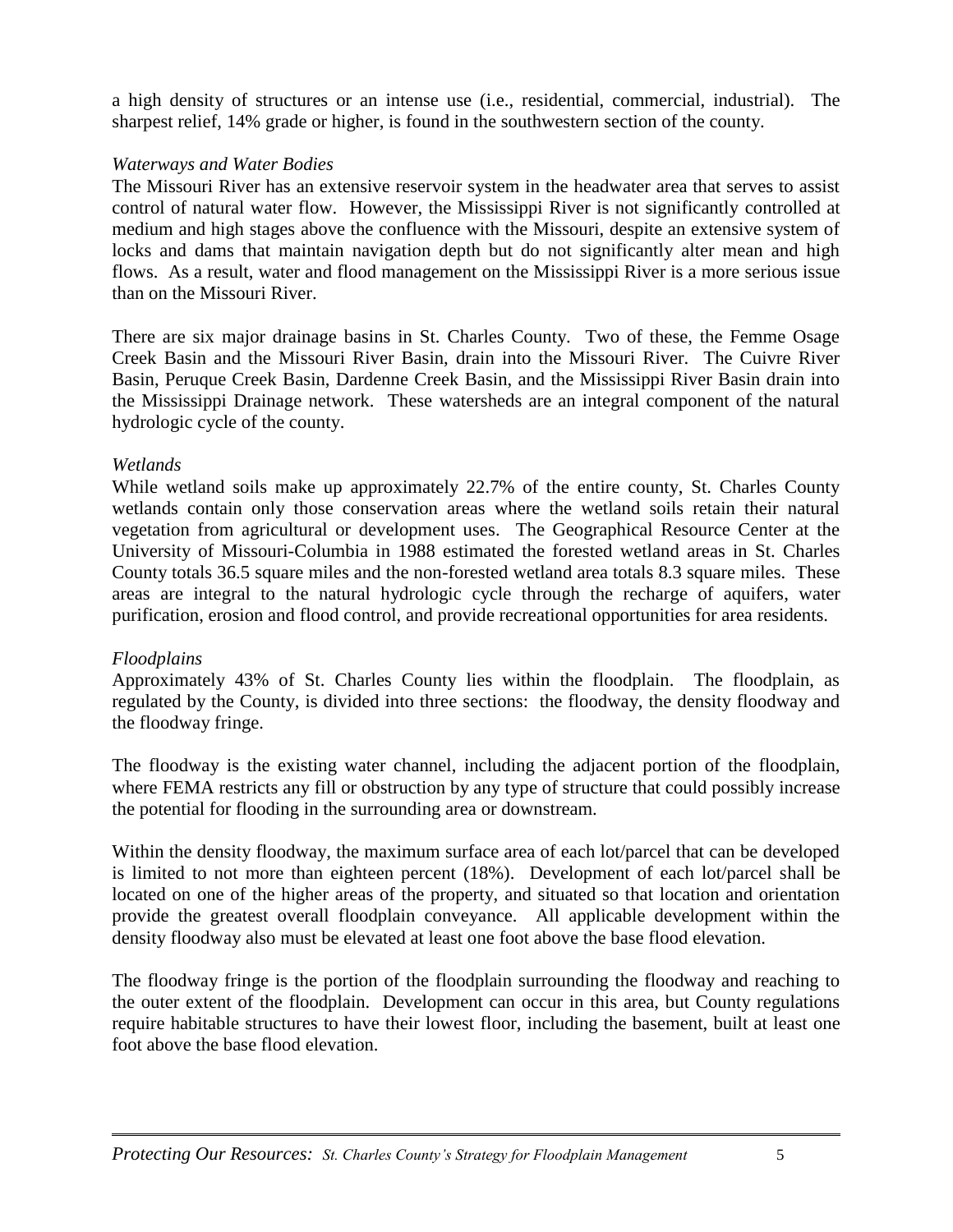a high density of structures or an intense use (i.e., residential, commercial, industrial). The sharpest relief, 14% grade or higher, is found in the southwestern section of the county.

*Waterways and Water Bodies*

The Missouri River has an extensive reservoir system in the headwater area that serves to assist control of natural water flow. However, the Mississippi River is not significantly controlled at medium and high stages above the confluence with the Missouri, despite an extensive system of locks and dams that maintain navigation depth but do not significantly alter mean and high flows. As a result, water and flood management on the Mississippi River is a more serious issue than on the Missouri River.

There are six major drainage basins in St. Charles County. Two of these, the Femme Osage Creek Basin and the Missouri River Basin, drain into the Missouri River. The Cuivre River Basin, Peruque Creek Basin, Dardenne Creek Basin, and the Mississippi River Basin drain into the Mississippi Drainage network. These watersheds are an integral component of the natural hydrologic cycle of the county.

*Wetlands*

While wetland soils make up approximately 22.7% of the entire county, St. Charles County wetlands contain only those conservation areas where the wetland soils retain their natural vegetation from agricultural or development uses. The Geographical Resource Center at the University of Missouri-Columbia in 1988 estimated the forested wetland areas in St. Charles County totals 36.5 square miles and the non-forested wetland area totals 8.3 square miles. These areas are integral to the natural hydrologic cycle through the recharge of aquifers, water purification, erosion and flood control, and provide recreational opportunities for area residents.

*Floodplains*

Approximately 43% of St. Charles County lies within the floodplain. The floodplain, as regulated by the County, is divided into three sections: the floodway, the density floodway and the floodway fringe.

The floodway is the existing water channel, including the adjacent portion of the floodplain, where FEMA restricts any fill or obstruction by any type of structure that could possibly increase the potential for flooding in the surrounding area or downstream.

Within the density floodway, the maximum surface area of each lot/parcel that can be developed is limited to not more than eighteen percent (18%). Development of each lot/parcel shall be located on one of the higher areas of the property, and situated so that location and orientation provide the greatest overall floodplain conveyance. All applicable development within the density floodway also must be elevated at least one foot above the base flood elevation.

The floodway fringe is the portion of the floodplain surrounding the floodway and reaching to the outer extent of the floodplain. Development can occur in this area, but County regulations require habitable structures to have their lowest floor, including the basement, built at least one foot above the base flood elevation.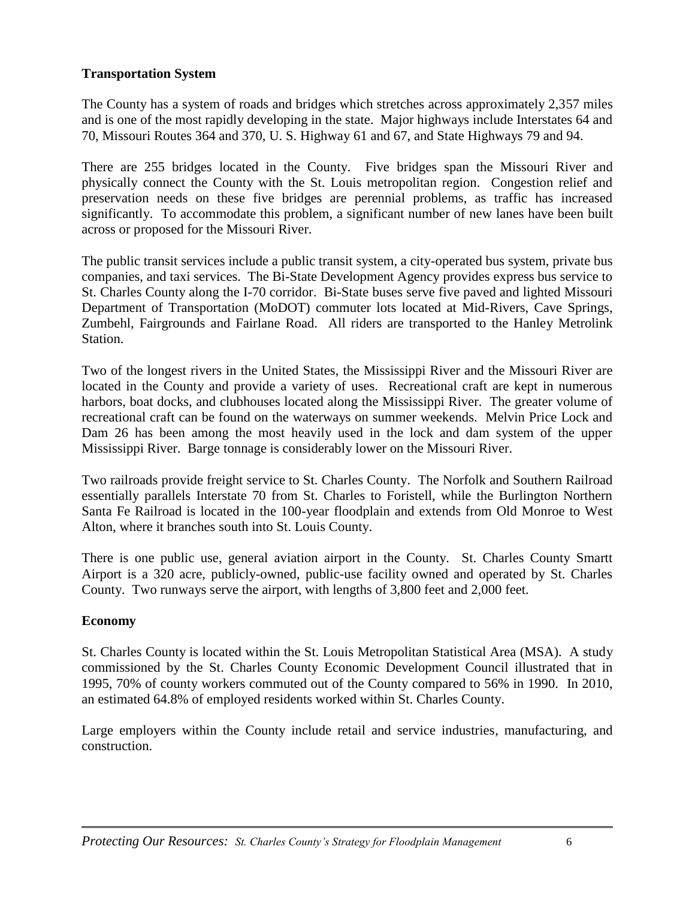**Transportation System**

The County has a system of roads and bridges which stretches across approximately 2,357 miles and is one of the most rapidly developing in the state. Major highways include Interstates 64 and 70, Missouri Routes 364 and 370, U. S. Highway 61 and 67, and State Highways 79 and 94.

There are 255 bridges located in the County. Five bridges span the Missouri River and physically connect the County with the St. Louis metropolitan region. Congestion relief and preservation needs on these five bridges are perennial problems, as traffic has increased significantly. To accommodate this problem, a significant number of new lanes have been built across or proposed for the Missouri River.

The public transit services include a public transit system, a city-operated bus system, private bus companies, and taxi services. The Bi-State Development Agency provides express bus service to St. Charles County along the I-70 corridor. Bi-State buses serve five paved and lighted Missouri Department of Transportation (MoDOT) commuter lots located at Mid-Rivers, Cave Springs, Zumbehl, Fairgrounds and Fairlane Road. All riders are transported to the Hanley Metrolink Station.

Two of the longest rivers in the United States, the Mississippi River and the Missouri River are located in the County and provide a variety of uses. Recreational craft are kept in numerous harbors, boat docks, and clubhouses located along the Mississippi River. The greater volume of recreational craft can be found on the waterways on summer weekends. Melvin Price Lock and Dam 26 has been among the most heavily used in the lock and dam system of the upper Mississippi River. Barge tonnage is considerably lower on the Missouri River.

Two railroads provide freight service to St. Charles County. The Norfolk and Southern Railroad essentially parallels Interstate 70 from St. Charles to Foristell, while the Burlington Northern Santa Fe Railroad is located in the 100-year floodplain and extends from Old Monroe to West Alton, where it branches south into St. Louis County.

There is one public use, general aviation airport in the County. St. Charles County Smartt Airport is a 320 acre, publicly-owned, public-use facility owned and operated by St. Charles County. Two runways serve the airport, with lengths of 3,800 feet and 2,000 feet.

**Economy**

St. Charles County is located within the St. Louis Metropolitan Statistical Area (MSA). A study commissioned by the St. Charles County Economic Development Council illustrated that in 1995, 70% of county workers commuted out of the County compared to 56% in 1990. In 2010, an estimated 64.8% of employed residents worked within St. Charles County.

Large employers within the County include retail and service industries, manufacturing, and construction.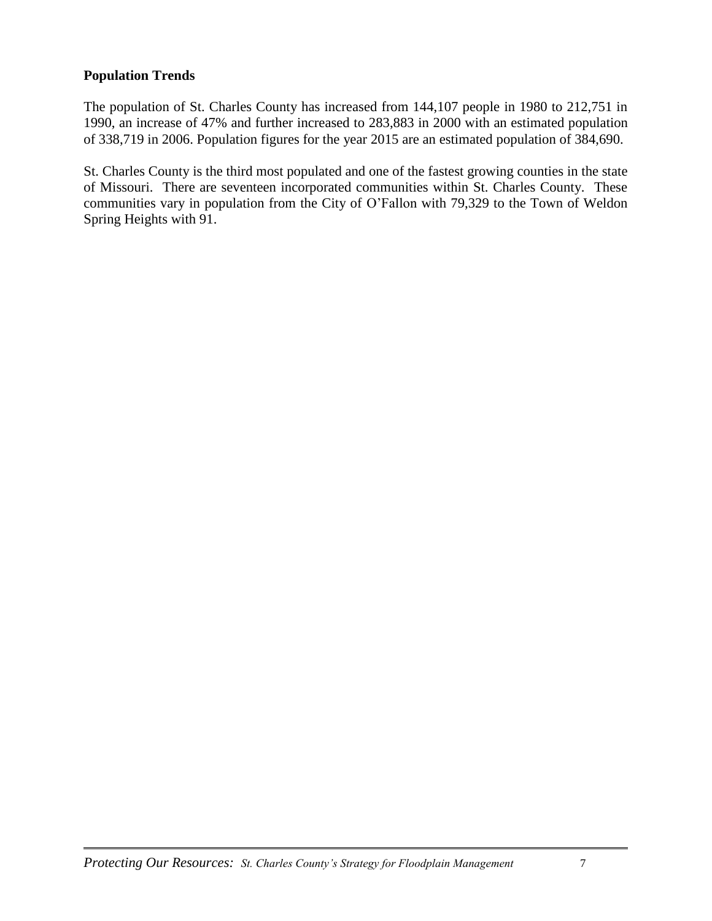**Population Trends**

The population of St. Charles County has increased from 144,107 people in 1980 to 212,751 in 1990, an increase of 47% and further increased to 283,883 in 2000 with an estimated population of 338,719 in 2006. Population figures for the year 2015 are an estimated population of 384,690.

St. Charles County is the third most populated and one of the fastest growing counties in the state of Missouri. There are seventeen incorporated communities within St. Charles County. These communities vary in population from the City of O'Fallon with 79,329 to the Town of Weldon Spring Heights with 91.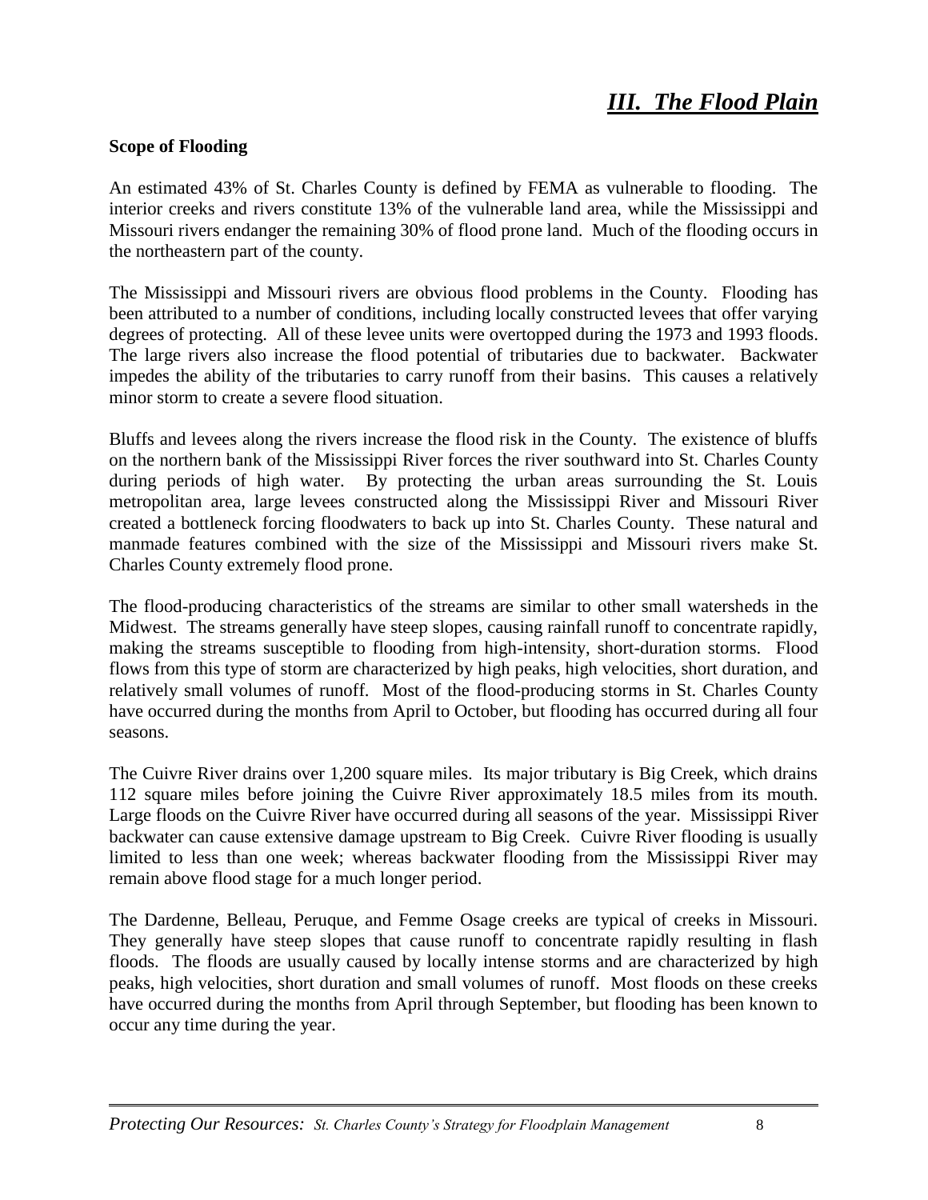# *III. The Flood Plain*

**Scope of Flooding**

An estimated 43% of St. Charles County is defined by FEMA as vulnerable to flooding. The interior creeks and rivers constitute 13% of the vulnerable land area, while the Mississippi and Missouri rivers endanger the remaining 30% of flood prone land. Much of the flooding occurs in the northeastern part of the county.

The Mississippi and Missouri rivers are obvious flood problems in the County. Flooding has been attributed to a number of conditions, including locally constructed levees that offer varying degrees of protecting. All of these levee units were overtopped during the 1973 and 1993 floods. The large rivers also increase the flood potential of tributaries due to backwater. Backwater impedes the ability of the tributaries to carry runoff from their basins. This causes a relatively minor storm to create a severe flood situation.

Bluffs and levees along the rivers increase the flood risk in the County. The existence of bluffs on the northern bank of the Mississippi River forces the river southward into St. Charles County during periods of high water. By protecting the urban areas surrounding the St. Louis metropolitan area, large levees constructed along the Mississippi River and Missouri River created a bottleneck forcing floodwaters to back up into St. Charles County. These natural and manmade features combined with the size of the Mississippi and Missouri rivers make St. Charles County extremely flood prone.

The flood-producing characteristics of the streams are similar to other small watersheds in the Midwest. The streams generally have steep slopes, causing rainfall runoff to concentrate rapidly, making the streams susceptible to flooding from high-intensity, short-duration storms. Flood flows from this type of storm are characterized by high peaks, high velocities, short duration, and relatively small volumes of runoff. Most of the flood-producing storms in St. Charles County have occurred during the months from April to October, but flooding has occurred during all four seasons.

The Cuivre River drains over 1,200 square miles. Its major tributary is Big Creek, which drains 112 square miles before joining the Cuivre River approximately 18.5 miles from its mouth. Large floods on the Cuivre River have occurred during all seasons of the year. Mississippi River backwater can cause extensive damage upstream to Big Creek. Cuivre River flooding is usually limited to less than one week; whereas backwater flooding from the Mississippi River may remain above flood stage for a much longer period.

The Dardenne, Belleau, Peruque, and Femme Osage creeks are typical of creeks in Missouri. They generally have steep slopes that cause runoff to concentrate rapidly resulting in flash floods. The floods are usually caused by locally intense storms and are characterized by high peaks, high velocities, short duration and small volumes of runoff. Most floods on these creeks have occurred during the months from April through September, but flooding has been known to occur any time during the year.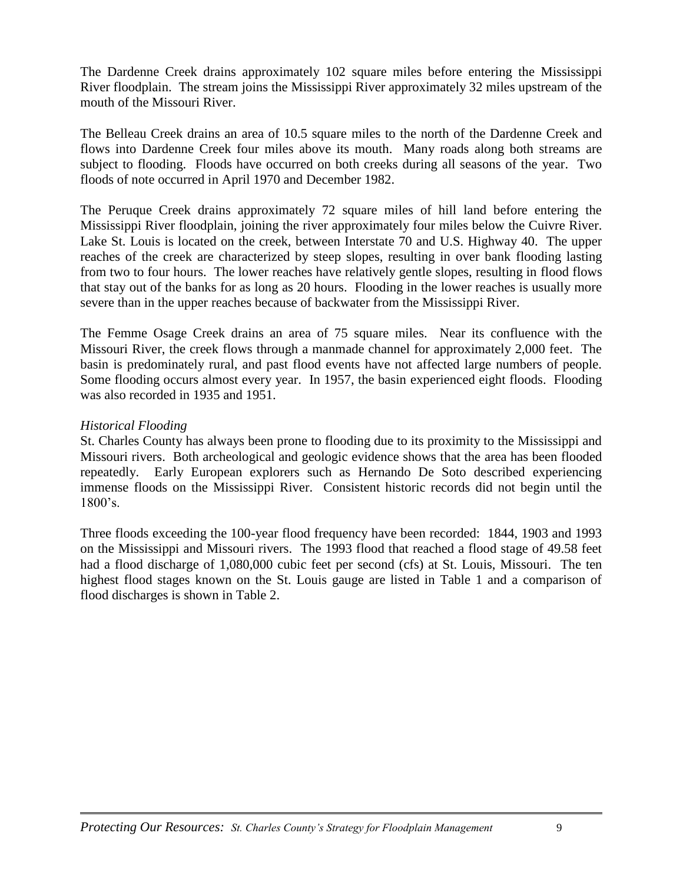The Dardenne Creek drains approximately 102 square miles before entering the Mississippi River floodplain. The stream joins the Mississippi River approximately 32 miles upstream of the mouth of the Missouri River.

The Belleau Creek drains an area of 10.5 square miles to the north of the Dardenne Creek and flows into Dardenne Creek four miles above its mouth. Many roads along both streams are subject to flooding. Floods have occurred on both creeks during all seasons of the year. Two floods of note occurred in April 1970 and December 1982.

The Peruque Creek drains approximately 72 square miles of hill land before entering the Mississippi River floodplain, joining the river approximately four miles below the Cuivre River. Lake St. Louis is located on the creek, between Interstate 70 and U.S. Highway 40. The upper reaches of the creek are characterized by steep slopes, resulting in over bank flooding lasting from two to four hours. The lower reaches have relatively gentle slopes, resulting in flood flows that stay out of the banks for as long as 20 hours. Flooding in the lower reaches is usually more severe than in the upper reaches because of backwater from the Mississippi River.

The Femme Osage Creek drains an area of 75 square miles. Near its confluence with the Missouri River, the creek flows through a manmade channel for approximately 2,000 feet. The basin is predominately rural, and past flood events have not affected large numbers of people. Some flooding occurs almost every year. In 1957, the basin experienced eight floods. Flooding was also recorded in 1935 and 1951.

*Historical Flooding*

St. Charles County has always been prone to flooding due to its proximity to the Mississippi and Missouri rivers. Both archeological and geologic evidence shows that the area has been flooded repeatedly. Early European explorers such as Hernando De Soto described experiencing immense floods on the Mississippi River. Consistent historic records did not begin until the 1800's.

Three floods exceeding the 100-year flood frequency have been recorded: 1844, 1903 and 1993 on the Mississippi and Missouri rivers. The 1993 flood that reached a flood stage of 49.58 feet had a flood discharge of 1,080,000 cubic feet per second (cfs) at St. Louis, Missouri. The ten highest flood stages known on the St. Louis gauge are listed in Table 1 and a comparison of flood discharges is shown in Table 2.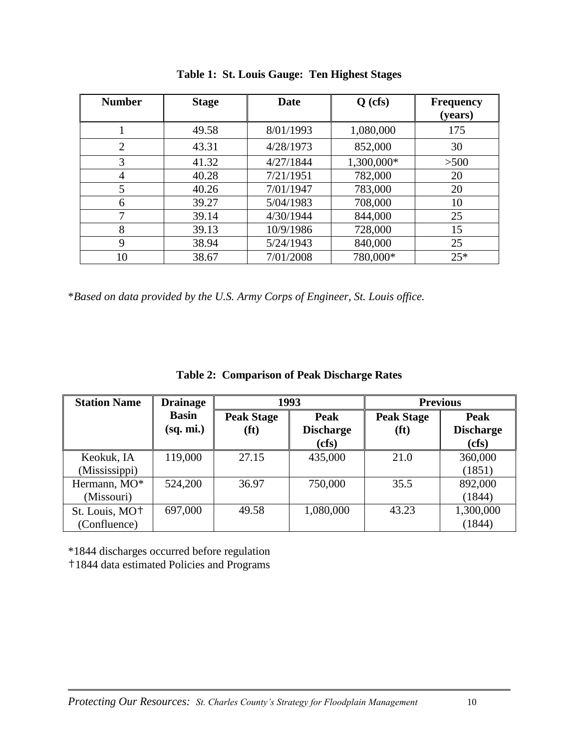**Table 1: St. Louis Gauge: Ten Highest Stages**

| Number | Stage | Date | Q (cfs) | Frequency (years) |
|---|---|---|---|---|
| 1 | 49.58 | 8/01/1993 | 1,080,000 | 175 |
| 2 | 43.31 | 4/28/1973 | 852,000 | 30 |
| 3 | 41.32 | 4/27/1844 | 1,300,000* | >500 |
| 4 | 40.28 | 7/21/1951 | 782,000 | 20 |
| 5 | 40.26 | 7/01/1947 | 783,000 | 20 |
| 6 | 39.27 | 5/04/1983 | 708,000 | 10 |
| 7 | 39.14 | 4/30/1944 | 844,000 | 25 |
| 8 | 39.13 | 10/9/1986 | 728,000 | 15 |
| 9 | 38.94 | 5/24/1943 | 840,000 | 25 |
| 10 | 38.67 | 7/01/2008 | 780,000* | 25* |

**Based on data provided by the U.S. Army Corps of Engineer, St. Louis office.*

**Table 2: Comparison of Peak Discharge Rates**

| Station Name | Drainage Basin (sq. mi.) | 1993 | | Previous | |
|---|---|---|---|---|---|
| | | Peak Stage (ft) | Peak Discharge (cfs) | Peak Stage (ft) | Peak Discharge (cfs) |
| Keokuk, IA (Mississippi) | 119,000 | 27.15 | 435,000 | 21.0 | 360,000 (1851) |
| Hermann, MO* (Missouri) | 524,200 | 36.97 | 750,000 | 35.5 | 892,000 (1844) |
| St. Louis, MO† (Confluence) | 697,000 | 49.58 | 1,080,000 | 43.23 | 1,300,000 (1844) |

*1844 discharges occurred before regulation
†1844 data estimated Policies and Programs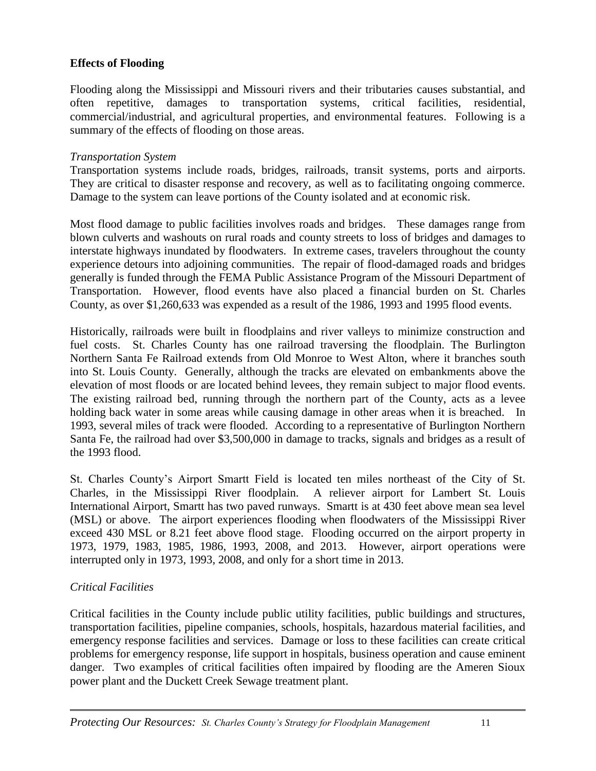**Effects of Flooding**

Flooding along the Mississippi and Missouri rivers and their tributaries causes substantial, and often repetitive, damages to transportation systems, critical facilities, residential, commercial/industrial, and agricultural properties, and environmental features. Following is a summary of the effects of flooding on those areas.

*Transportation System*

Transportation systems include roads, bridges, railroads, transit systems, ports and airports. They are critical to disaster response and recovery, as well as to facilitating ongoing commerce. Damage to the system can leave portions of the County isolated and at economic risk.

Most flood damage to public facilities involves roads and bridges. These damages range from blown culverts and washouts on rural roads and county streets to loss of bridges and damages to interstate highways inundated by floodwaters. In extreme cases, travelers throughout the county experience detours into adjoining communities. The repair of flood-damaged roads and bridges generally is funded through the FEMA Public Assistance Program of the Missouri Department of Transportation. However, flood events have also placed a financial burden on St. Charles County, as over $1,260,633 was expended as a result of the 1986, 1993 and 1995 flood events.

Historically, railroads were built in floodplains and river valleys to minimize construction and fuel costs. St. Charles County has one railroad traversing the floodplain. The Burlington Northern Santa Fe Railroad extends from Old Monroe to West Alton, where it branches south into St. Louis County. Generally, although the tracks are elevated on embankments above the elevation of most floods or are located behind levees, they remain subject to major flood events. The existing railroad bed, running through the northern part of the County, acts as a levee holding back water in some areas while causing damage in other areas when it is breached. In 1993, several miles of track were flooded. According to a representative of Burlington Northern Santa Fe, the railroad had over $3,500,000 in damage to tracks, signals and bridges as a result of the 1993 flood.

St. Charles County's Airport Smartt Field is located ten miles northeast of the City of St. Charles, in the Mississippi River floodplain. A reliever airport for Lambert St. Louis International Airport, Smartt has two paved runways. Smartt is at 430 feet above mean sea level (MSL) or above. The airport experiences flooding when floodwaters of the Mississippi River exceed 430 MSL or 8.21 feet above flood stage. Flooding occurred on the airport property in 1973, 1979, 1983, 1985, 1986, 1993, 2008, and 2013. However, airport operations were interrupted only in 1973, 1993, 2008, and only for a short time in 2013.

*Critical Facilities*

Critical facilities in the County include public utility facilities, public buildings and structures, transportation facilities, pipeline companies, schools, hospitals, hazardous material facilities, and emergency response facilities and services. Damage or loss to these facilities can create critical problems for emergency response, life support in hospitals, business operation and cause eminent danger. Two examples of critical facilities often impaired by flooding are the Ameren Sioux power plant and the Duckett Creek Sewage treatment plant.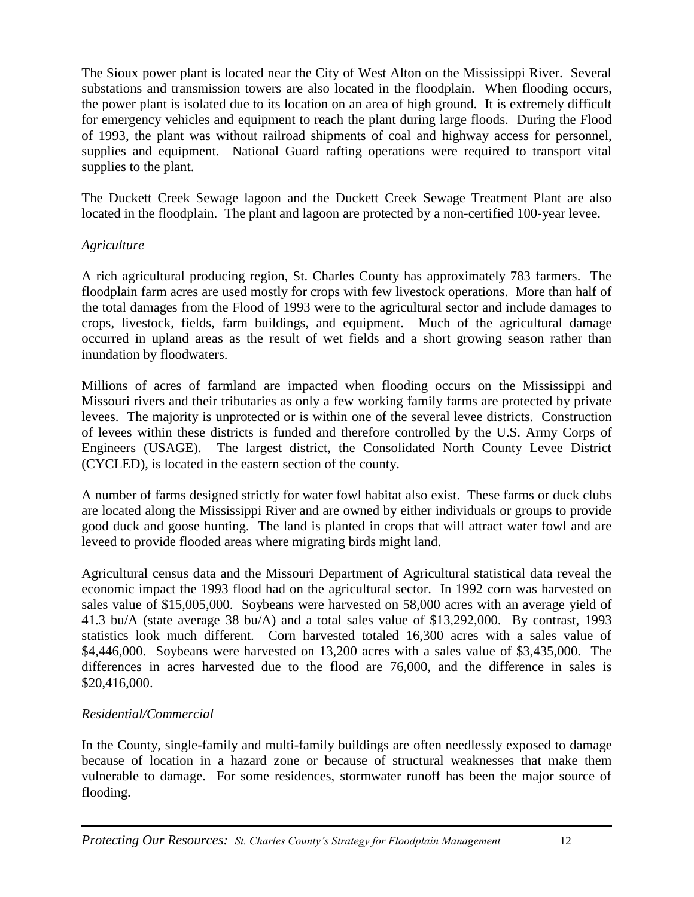The Sioux power plant is located near the City of West Alton on the Mississippi River. Several substations and transmission towers are also located in the floodplain. When flooding occurs, the power plant is isolated due to its location on an area of high ground. It is extremely difficult for emergency vehicles and equipment to reach the plant during large floods. During the Flood of 1993, the plant was without railroad shipments of coal and highway access for personnel, supplies and equipment. National Guard rafting operations were required to transport vital supplies to the plant.

The Duckett Creek Sewage lagoon and the Duckett Creek Sewage Treatment Plant are also located in the floodplain. The plant and lagoon are protected by a non-certified 100-year levee.

*Agriculture*

A rich agricultural producing region, St. Charles County has approximately 783 farmers. The floodplain farm acres are used mostly for crops with few livestock operations. More than half of the total damages from the Flood of 1993 were to the agricultural sector and include damages to crops, livestock, fields, farm buildings, and equipment. Much of the agricultural damage occurred in upland areas as the result of wet fields and a short growing season rather than inundation by floodwaters.

Millions of acres of farmland are impacted when flooding occurs on the Mississippi and Missouri rivers and their tributaries as only a few working family farms are protected by private levees. The majority is unprotected or is within one of the several levee districts. Construction of levees within these districts is funded and therefore controlled by the U.S. Army Corps of Engineers (USAGE). The largest district, the Consolidated North County Levee District (CYCLED), is located in the eastern section of the county.

A number of farms designed strictly for water fowl habitat also exist. These farms or duck clubs are located along the Mississippi River and are owned by either individuals or groups to provide good duck and goose hunting. The land is planted in crops that will attract water fowl and are leveed to provide flooded areas where migrating birds might land.

Agricultural census data and the Missouri Department of Agricultural statistical data reveal the economic impact the 1993 flood had on the agricultural sector. In 1992 corn was harvested on sales value of $15,005,000. Soybeans were harvested on 58,000 acres with an average yield of 41.3 bu/A (state average 38 bu/A) and a total sales value of $13,292,000. By contrast, 1993 statistics look much different. Corn harvested totaled 16,300 acres with a sales value of $4,446,000. Soybeans were harvested on 13,200 acres with a sales value of $3,435,000. The differences in acres harvested due to the flood are 76,000, and the difference in sales is $20,416,000.

*Residential/Commercial*

In the County, single-family and multi-family buildings are often needlessly exposed to damage because of location in a hazard zone or because of structural weaknesses that make them vulnerable to damage. For some residences, stormwater runoff has been the major source of flooding.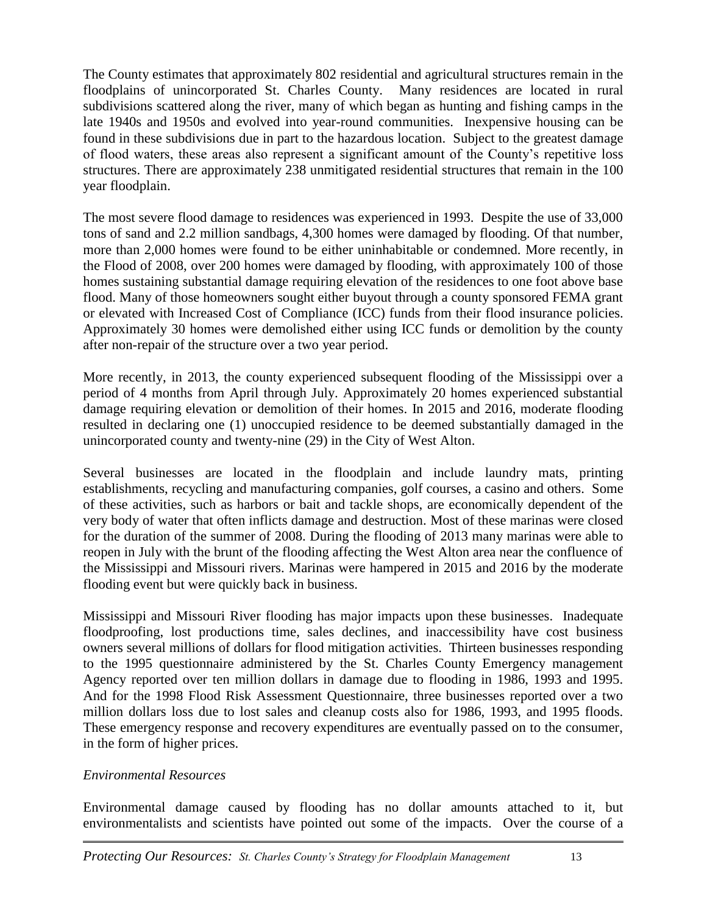The County estimates that approximately 802 residential and agricultural structures remain in the floodplains of unincorporated St. Charles County. Many residences are located in rural subdivisions scattered along the river, many of which began as hunting and fishing camps in the late 1940s and 1950s and evolved into year-round communities. Inexpensive housing can be found in these subdivisions due in part to the hazardous location. Subject to the greatest damage of flood waters, these areas also represent a significant amount of the County's repetitive loss structures. There are approximately 238 unmitigated residential structures that remain in the 100 year floodplain.

The most severe flood damage to residences was experienced in 1993. Despite the use of 33,000 tons of sand and 2.2 million sandbags, 4,300 homes were damaged by flooding. Of that number, more than 2,000 homes were found to be either uninhabitable or condemned. More recently, in the Flood of 2008, over 200 homes were damaged by flooding, with approximately 100 of those homes sustaining substantial damage requiring elevation of the residences to one foot above base flood. Many of those homeowners sought either buyout through a county sponsored FEMA grant or elevated with Increased Cost of Compliance (ICC) funds from their flood insurance policies. Approximately 30 homes were demolished either using ICC funds or demolition by the county after non-repair of the structure over a two year period.

More recently, in 2013, the county experienced subsequent flooding of the Mississippi over a period of 4 months from April through July. Approximately 20 homes experienced substantial damage requiring elevation or demolition of their homes. In 2015 and 2016, moderate flooding resulted in declaring one (1) unoccupied residence to be deemed substantially damaged in the unincorporated county and twenty-nine (29) in the City of West Alton.

Several businesses are located in the floodplain and include laundry mats, printing establishments, recycling and manufacturing companies, golf courses, a casino and others. Some of these activities, such as harbors or bait and tackle shops, are economically dependent of the very body of water that often inflicts damage and destruction. Most of these marinas were closed for the duration of the summer of 2008. During the flooding of 2013 many marinas were able to reopen in July with the brunt of the flooding affecting the West Alton area near the confluence of the Mississippi and Missouri rivers. Marinas were hampered in 2015 and 2016 by the moderate flooding event but were quickly back in business.

Mississippi and Missouri River flooding has major impacts upon these businesses. Inadequate floodproofing, lost productions time, sales declines, and inaccessibility have cost business owners several millions of dollars for flood mitigation activities. Thirteen businesses responding to the 1995 questionnaire administered by the St. Charles County Emergency management Agency reported over ten million dollars in damage due to flooding in 1986, 1993 and 1995. And for the 1998 Flood Risk Assessment Questionnaire, three businesses reported over a two million dollars loss due to lost sales and cleanup costs also for 1986, 1993, and 1995 floods. These emergency response and recovery expenditures are eventually passed on to the consumer, in the form of higher prices.

*Environmental Resources*

Environmental damage caused by flooding has no dollar amounts attached to it, but environmentalists and scientists have pointed out some of the impacts. Over the course of a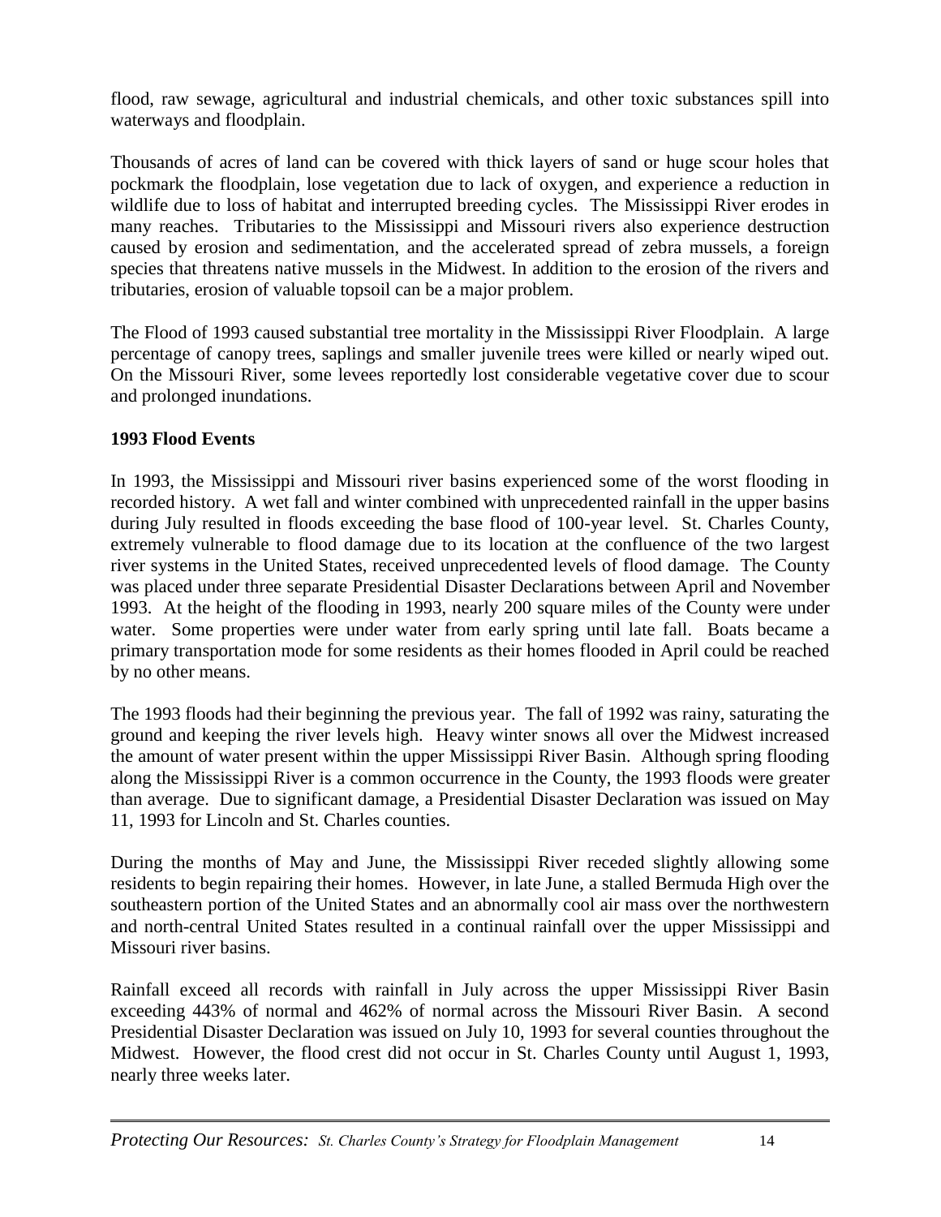flood, raw sewage, agricultural and industrial chemicals, and other toxic substances spill into waterways and floodplain.

Thousands of acres of land can be covered with thick layers of sand or huge scour holes that pockmark the floodplain, lose vegetation due to lack of oxygen, and experience a reduction in wildlife due to loss of habitat and interrupted breeding cycles. The Mississippi River erodes in many reaches. Tributaries to the Mississippi and Missouri rivers also experience destruction caused by erosion and sedimentation, and the accelerated spread of zebra mussels, a foreign species that threatens native mussels in the Midwest. In addition to the erosion of the rivers and tributaries, erosion of valuable topsoil can be a major problem.

The Flood of 1993 caused substantial tree mortality in the Mississippi River Floodplain. A large percentage of canopy trees, saplings and smaller juvenile trees were killed or nearly wiped out. On the Missouri River, some levees reportedly lost considerable vegetative cover due to scour and prolonged inundations.

**1993 Flood Events**

In 1993, the Mississippi and Missouri river basins experienced some of the worst flooding in recorded history. A wet fall and winter combined with unprecedented rainfall in the upper basins during July resulted in floods exceeding the base flood of 100-year level. St. Charles County, extremely vulnerable to flood damage due to its location at the confluence of the two largest river systems in the United States, received unprecedented levels of flood damage. The County was placed under three separate Presidential Disaster Declarations between April and November 1993. At the height of the flooding in 1993, nearly 200 square miles of the County were under water. Some properties were under water from early spring until late fall. Boats became a primary transportation mode for some residents as their homes flooded in April could be reached by no other means.

The 1993 floods had their beginning the previous year. The fall of 1992 was rainy, saturating the ground and keeping the river levels high. Heavy winter snows all over the Midwest increased the amount of water present within the upper Mississippi River Basin. Although spring flooding along the Mississippi River is a common occurrence in the County, the 1993 floods were greater than average. Due to significant damage, a Presidential Disaster Declaration was issued on May 11, 1993 for Lincoln and St. Charles counties.

During the months of May and June, the Mississippi River receded slightly allowing some residents to begin repairing their homes. However, in late June, a stalled Bermuda High over the southeastern portion of the United States and an abnormally cool air mass over the northwestern and north-central United States resulted in a continual rainfall over the upper Mississippi and Missouri river basins.

Rainfall exceed all records with rainfall in July across the upper Mississippi River Basin exceeding 443% of normal and 462% of normal across the Missouri River Basin. A second Presidential Disaster Declaration was issued on July 10, 1993 for several counties throughout the Midwest. However, the flood crest did not occur in St. Charles County until August 1, 1993, nearly three weeks later.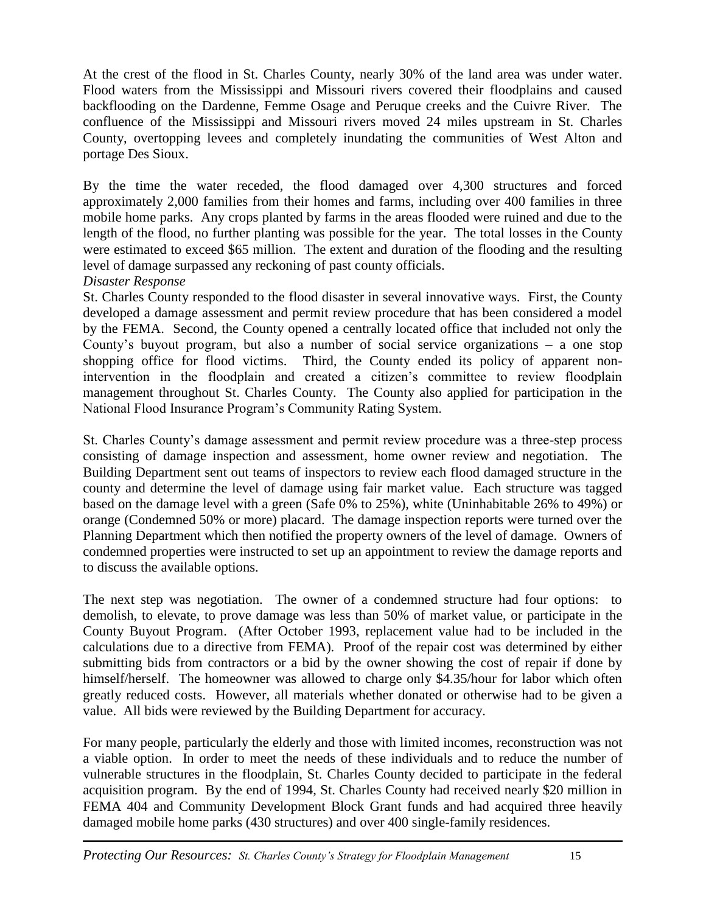At the crest of the flood in St. Charles County, nearly 30% of the land area was under water. Flood waters from the Mississippi and Missouri rivers covered their floodplains and caused backflooding on the Dardenne, Femme Osage and Peruque creeks and the Cuivre River. The confluence of the Mississippi and Missouri rivers moved 24 miles upstream in St. Charles County, overtopping levees and completely inundating the communities of West Alton and portage Des Sioux.

By the time the water receded, the flood damaged over 4,300 structures and forced approximately 2,000 families from their homes and farms, including over 400 families in three mobile home parks. Any crops planted by farms in the areas flooded were ruined and due to the length of the flood, no further planting was possible for the year. The total losses in the County were estimated to exceed \$65 million. The extent and duration of the flooding and the resulting level of damage surpassed any reckoning of past county officials.

*Disaster Response*

St. Charles County responded to the flood disaster in several innovative ways. First, the County developed a damage assessment and permit review procedure that has been considered a model by the FEMA. Second, the County opened a centrally located office that included not only the County's buyout program, but also a number of social service organizations – a one stop shopping office for flood victims. Third, the County ended its policy of apparent non-intervention in the floodplain and created a citizen's committee to review floodplain management throughout St. Charles County. The County also applied for participation in the National Flood Insurance Program's Community Rating System.

St. Charles County's damage assessment and permit review procedure was a three-step process consisting of damage inspection and assessment, home owner review and negotiation. The Building Department sent out teams of inspectors to review each flood damaged structure in the county and determine the level of damage using fair market value. Each structure was tagged based on the damage level with a green (Safe 0% to 25%), white (Uninhabitable 26% to 49%) or orange (Condemned 50% or more) placard. The damage inspection reports were turned over the Planning Department which then notified the property owners of the level of damage. Owners of condemned properties were instructed to set up an appointment to review the damage reports and to discuss the available options.

The next step was negotiation. The owner of a condemned structure had four options: to demolish, to elevate, to prove damage was less than 50% of market value, or participate in the County Buyout Program. (After October 1993, replacement value had to be included in the calculations due to a directive from FEMA). Proof of the repair cost was determined by either submitting bids from contractors or a bid by the owner showing the cost of repair if done by himself/herself. The homeowner was allowed to charge only \$4.35/hour for labor which often greatly reduced costs. However, all materials whether donated or otherwise had to be given a value. All bids were reviewed by the Building Department for accuracy.

For many people, particularly the elderly and those with limited incomes, reconstruction was not a viable option. In order to meet the needs of these individuals and to reduce the number of vulnerable structures in the floodplain, St. Charles County decided to participate in the federal acquisition program. By the end of 1994, St. Charles County had received nearly \$20 million in FEMA 404 and Community Development Block Grant funds and had acquired three heavily damaged mobile home parks (430 structures) and over 400 single-family residences.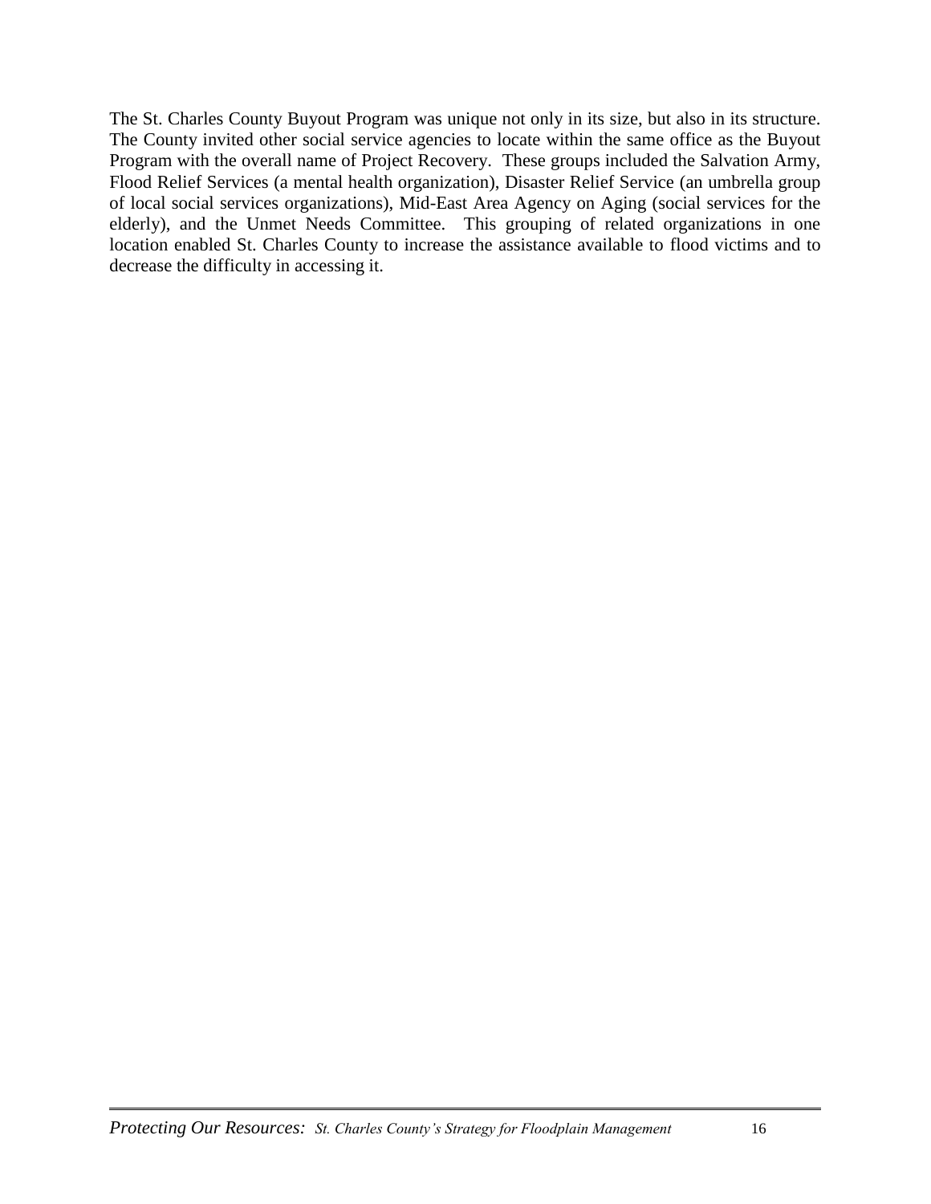The St. Charles County Buyout Program was unique not only in its size, but also in its structure. The County invited other social service agencies to locate within the same office as the Buyout Program with the overall name of Project Recovery. These groups included the Salvation Army, Flood Relief Services (a mental health organization), Disaster Relief Service (an umbrella group of local social services organizations), Mid-East Area Agency on Aging (social services for the elderly), and the Unmet Needs Committee. This grouping of related organizations in one location enabled St. Charles County to increase the assistance available to flood victims and to decrease the difficulty in accessing it.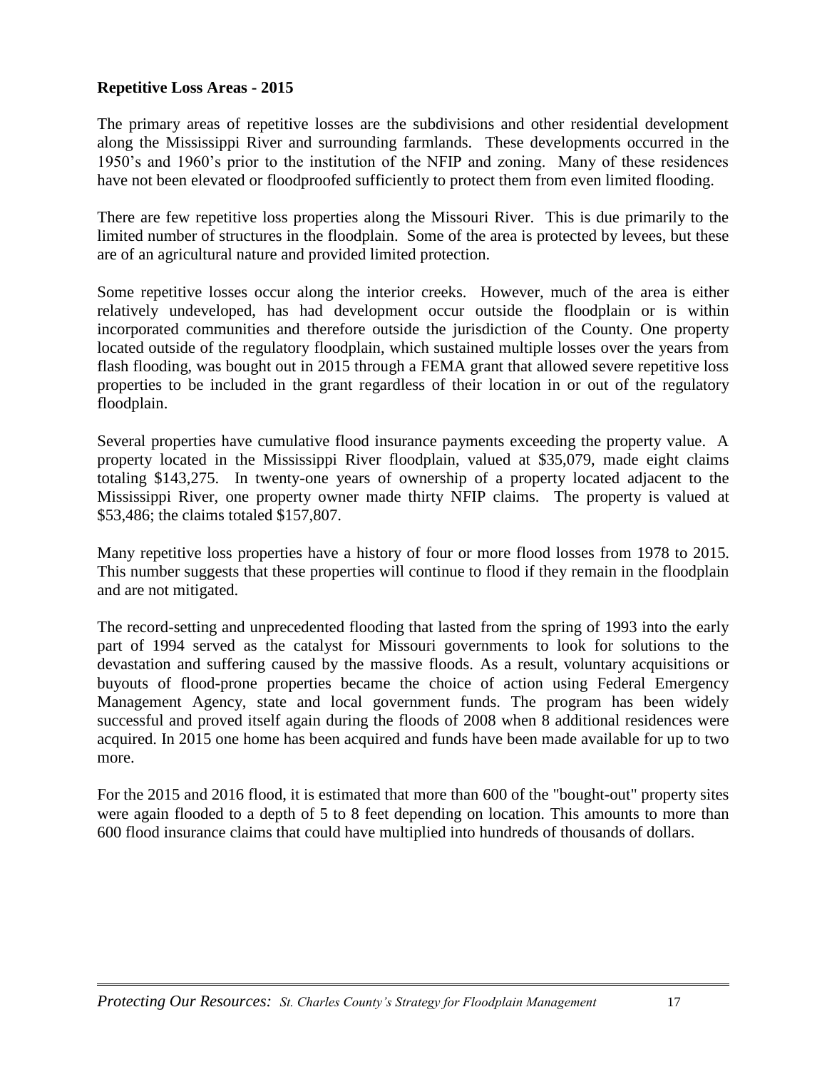**Repetitive Loss Areas - 2015**

The primary areas of repetitive losses are the subdivisions and other residential development along the Mississippi River and surrounding farmlands. These developments occurred in the 1950's and 1960's prior to the institution of the NFIP and zoning. Many of these residences have not been elevated or floodproofed sufficiently to protect them from even limited flooding.

There are few repetitive loss properties along the Missouri River. This is due primarily to the limited number of structures in the floodplain. Some of the area is protected by levees, but these are of an agricultural nature and provided limited protection.

Some repetitive losses occur along the interior creeks. However, much of the area is either relatively undeveloped, has had development occur outside the floodplain or is within incorporated communities and therefore outside the jurisdiction of the County. One property located outside of the regulatory floodplain, which sustained multiple losses over the years from flash flooding, was bought out in 2015 through a FEMA grant that allowed severe repetitive loss properties to be included in the grant regardless of their location in or out of the regulatory floodplain.

Several properties have cumulative flood insurance payments exceeding the property value. A property located in the Mississippi River floodplain, valued at $35,079, made eight claims totaling $143,275. In twenty-one years of ownership of a property located adjacent to the Mississippi River, one property owner made thirty NFIP claims. The property is valued at $53,486; the claims totaled $157,807.

Many repetitive loss properties have a history of four or more flood losses from 1978 to 2015. This number suggests that these properties will continue to flood if they remain in the floodplain and are not mitigated.

The record-setting and unprecedented flooding that lasted from the spring of 1993 into the early part of 1994 served as the catalyst for Missouri governments to look for solutions to the devastation and suffering caused by the massive floods. As a result, voluntary acquisitions or buyouts of flood-prone properties became the choice of action using Federal Emergency Management Agency, state and local government funds. The program has been widely successful and proved itself again during the floods of 2008 when 8 additional residences were acquired. In 2015 one home has been acquired and funds have been made available for up to two more.

For the 2015 and 2016 flood, it is estimated that more than 600 of the "bought-out" property sites were again flooded to a depth of 5 to 8 feet depending on location. This amounts to more than 600 flood insurance claims that could have multiplied into hundreds of thousands of dollars.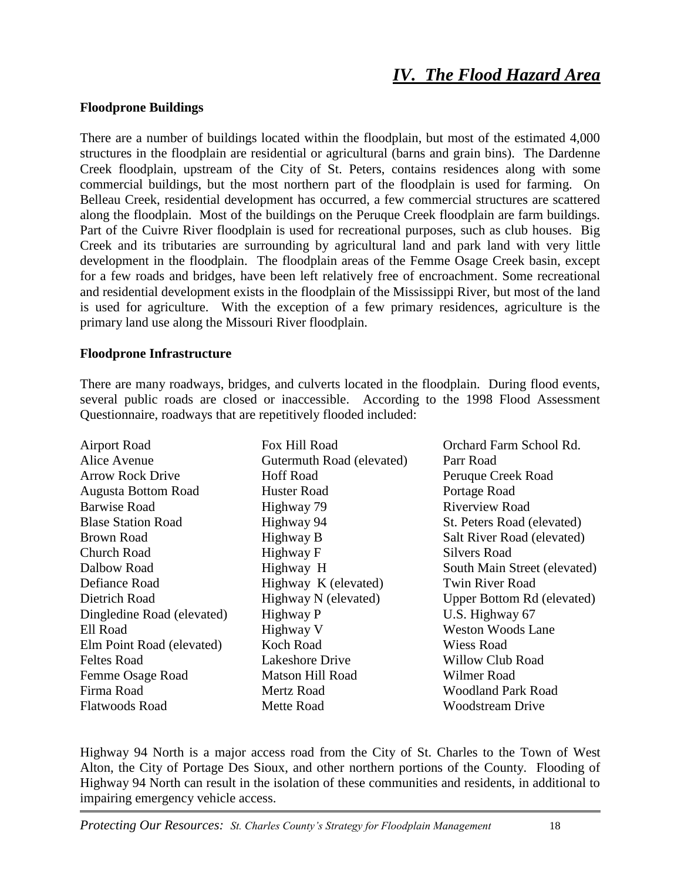# *IV. The Flood Hazard Area*

**Floodprone Buildings**

There are a number of buildings located within the floodplain, but most of the estimated 4,000 structures in the floodplain are residential or agricultural (barns and grain bins). The Dardenne Creek floodplain, upstream of the City of St. Peters, contains residences along with some commercial buildings, but the most northern part of the floodplain is used for farming. On Belleau Creek, residential development has occurred, a few commercial structures are scattered along the floodplain. Most of the buildings on the Peruque Creek floodplain are farm buildings. Part of the Cuivre River floodplain is used for recreational purposes, such as club houses. Big Creek and its tributaries are surrounding by agricultural land and park land with very little development in the floodplain. The floodplain areas of the Femme Osage Creek basin, except for a few roads and bridges, have been left relatively free of encroachment. Some recreational and residential development exists in the floodplain of the Mississippi River, but most of the land is used for agriculture. With the exception of a few primary residences, agriculture is the primary land use along the Missouri River floodplain.

**Floodprone Infrastructure**

There are many roadways, bridges, and culverts located in the floodplain. During flood events, several public roads are closed or inaccessible. According to the 1998 Flood Assessment Questionnaire, roadways that are repetitively flooded included:

- Airport Road
- Alice Avenue
- Arrow Rock Drive
- Augusta Bottom Road
- Barwise Road
- Blase Station Road
- Brown Road
- Church Road
- Dalbow Road
- Defiance Road
- Dietrich Road
- Dingledine Road (elevated)
- Ell Road
- Elm Point Road (elevated)
- Feltes Road
- Femme Osage Road
- Firma Road
- Flatwoods Road
- Fox Hill Road
- Gutermuth Road (elevated)
- Hoff Road
- Huster Road
- Highway 79
- Highway 94
- Highway B
- Highway F
- Highway H
- Highway K (elevated)
- Highway N (elevated)
- Highway P
- Highway V
- Koch Road
- Lakeshore Drive
- Matson Hill Road
- Mertz Road
- Mette Road
- Orchard Farm School Rd.
- Parr Road
- Peruque Creek Road
- Portage Road
- Riverview Road
- St. Peters Road (elevated)
- Salt River Road (elevated)
- Silvers Road
- South Main Street (elevated)
- Twin River Road
- Upper Bottom Rd (elevated)
- U.S. Highway 67
- Weston Woods Lane
- Wiess Road
- Willow Club Road
- Wilmer Road
- Woodland Park Road
- Woodstream Drive

Highway 94 North is a major access road from the City of St. Charles to the Town of West Alton, the City of Portage Des Sioux, and other northern portions of the County. Flooding of Highway 94 North can result in the isolation of these communities and residents, in additional to impairing emergency vehicle access.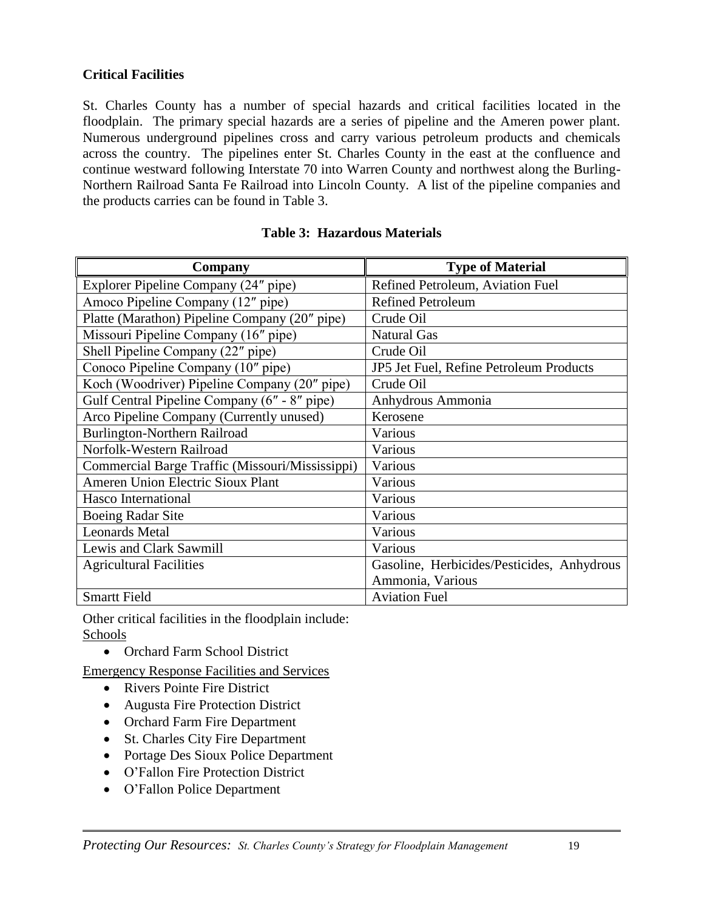**Critical Facilities**

St. Charles County has a number of special hazards and critical facilities located in the floodplain. The primary special hazards are a series of pipeline and the Ameren power plant. Numerous underground pipelines cross and carry various petroleum products and chemicals across the country. The pipelines enter St. Charles County in the east at the confluence and continue westward following Interstate 70 into Warren County and northwest along the Burling-Northern Railroad Santa Fe Railroad into Lincoln County. A list of the pipeline companies and the products carries can be found in Table 3.

**Table 3: Hazardous Materials**

| Company | Type of Material |
|---|---|
| Explorer Pipeline Company (24″ pipe) | Refined Petroleum, Aviation Fuel |
| Amoco Pipeline Company (12″ pipe) | Refined Petroleum |
| Platte (Marathon) Pipeline Company (20″ pipe) | Crude Oil |
| Missouri Pipeline Company (16″ pipe) | Natural Gas |
| Shell Pipeline Company (22″ pipe) | Crude Oil |
| Conoco Pipeline Company (10″ pipe) | JP5 Jet Fuel, Refine Petroleum Products |
| Koch (Woodriver) Pipeline Company (20″ pipe) | Crude Oil |
| Gulf Central Pipeline Company (6″ - 8″ pipe) | Anhydrous Ammonia |
| Arco Pipeline Company (Currently unused) | Kerosene |
| Burlington-Northern Railroad | Various |
| Norfolk-Western Railroad | Various |
| Commercial Barge Traffic (Missouri/Mississippi) | Various |
| Ameren Union Electric Sioux Plant | Various |
| Hasco International | Various |
| Boeing Radar Site | Various |
| Leonards Metal | Various |
| Lewis and Clark Sawmill | Various |
| Agricultural Facilities | Gasoline, Herbicides/Pesticides, Anhydrous Ammonia, Various |
| Smartt Field | Aviation Fuel |

Other critical facilities in the floodplain include:

Schools

- Orchard Farm School District

Emergency Response Facilities and Services

- Rivers Pointe Fire District
- Augusta Fire Protection District
- Orchard Farm Fire Department
- St. Charles City Fire Department
- Portage Des Sioux Police Department
- O'Fallon Fire Protection District
- O'Fallon Police Department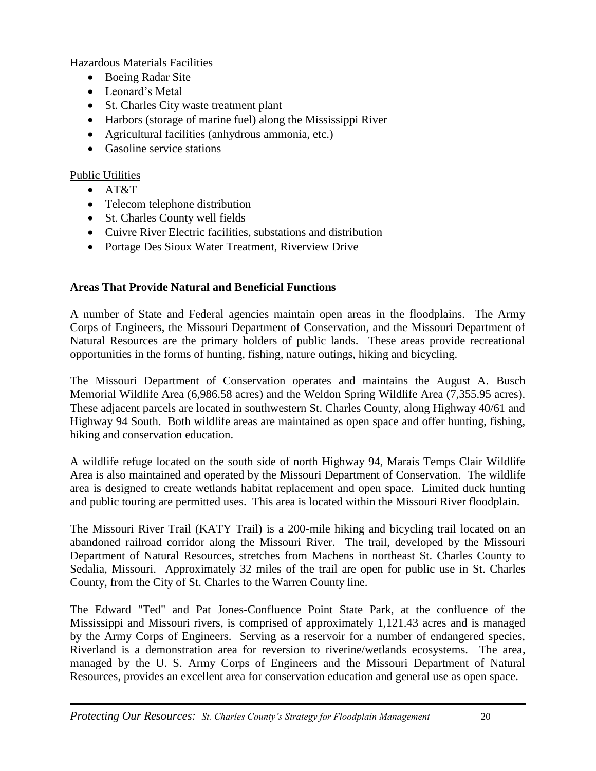Hazardous Materials Facilities

- Boeing Radar Site
- Leonard's Metal
- St. Charles City waste treatment plant
- Harbors (storage of marine fuel) along the Mississippi River
- Agricultural facilities (anhydrous ammonia, etc.)
- Gasoline service stations

Public Utilities

- AT&T
- Telecom telephone distribution
- St. Charles County well fields
- Cuivre River Electric facilities, substations and distribution
- Portage Des Sioux Water Treatment, Riverview Drive

**Areas That Provide Natural and Beneficial Functions**

A number of State and Federal agencies maintain open areas in the floodplains. The Army Corps of Engineers, the Missouri Department of Conservation, and the Missouri Department of Natural Resources are the primary holders of public lands. These areas provide recreational opportunities in the forms of hunting, fishing, nature outings, hiking and bicycling.

The Missouri Department of Conservation operates and maintains the August A. Busch Memorial Wildlife Area (6,986.58 acres) and the Weldon Spring Wildlife Area (7,355.95 acres). These adjacent parcels are located in southwestern St. Charles County, along Highway 40/61 and Highway 94 South. Both wildlife areas are maintained as open space and offer hunting, fishing, hiking and conservation education.

A wildlife refuge located on the south side of north Highway 94, Marais Temps Clair Wildlife Area is also maintained and operated by the Missouri Department of Conservation. The wildlife area is designed to create wetlands habitat replacement and open space. Limited duck hunting and public touring are permitted uses. This area is located within the Missouri River floodplain.

The Missouri River Trail (KATY Trail) is a 200-mile hiking and bicycling trail located on an abandoned railroad corridor along the Missouri River. The trail, developed by the Missouri Department of Natural Resources, stretches from Machens in northeast St. Charles County to Sedalia, Missouri. Approximately 32 miles of the trail are open for public use in St. Charles County, from the City of St. Charles to the Warren County line.

The Edward "Ted" and Pat Jones-Confluence Point State Park, at the confluence of the Mississippi and Missouri rivers, is comprised of approximately 1,121.43 acres and is managed by the Army Corps of Engineers. Serving as a reservoir for a number of endangered species, Riverland is a demonstration area for reversion to riverine/wetlands ecosystems. The area, managed by the U. S. Army Corps of Engineers and the Missouri Department of Natural Resources, provides an excellent area for conservation education and general use as open space.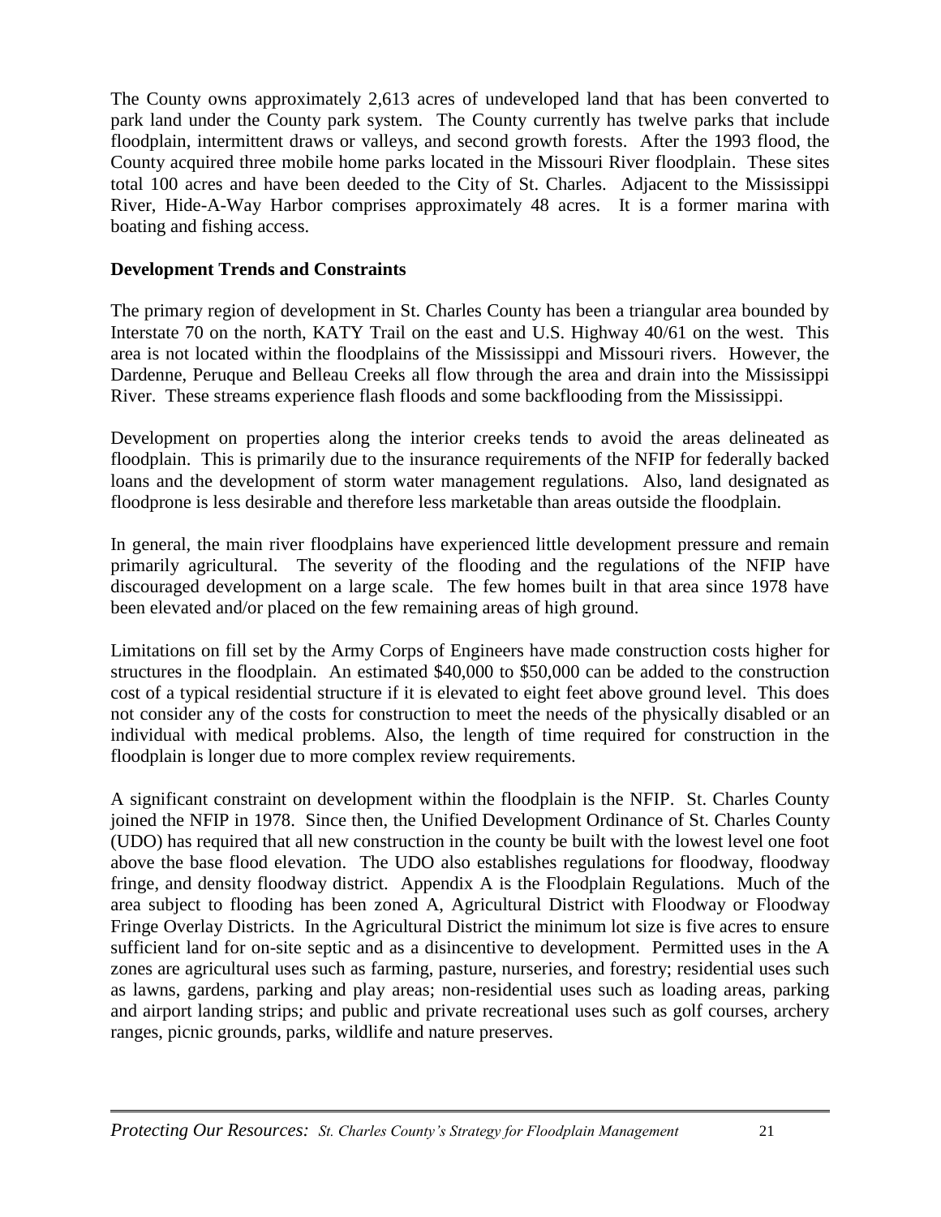The County owns approximately 2,613 acres of undeveloped land that has been converted to park land under the County park system. The County currently has twelve parks that include floodplain, intermittent draws or valleys, and second growth forests. After the 1993 flood, the County acquired three mobile home parks located in the Missouri River floodplain. These sites total 100 acres and have been deeded to the City of St. Charles. Adjacent to the Mississippi River, Hide-A-Way Harbor comprises approximately 48 acres. It is a former marina with boating and fishing access.

**Development Trends and Constraints**

The primary region of development in St. Charles County has been a triangular area bounded by Interstate 70 on the north, KATY Trail on the east and U.S. Highway 40/61 on the west. This area is not located within the floodplains of the Mississippi and Missouri rivers. However, the Dardenne, Peruque and Belleau Creeks all flow through the area and drain into the Mississippi River. These streams experience flash floods and some backflooding from the Mississippi.

Development on properties along the interior creeks tends to avoid the areas delineated as floodplain. This is primarily due to the insurance requirements of the NFIP for federally backed loans and the development of storm water management regulations. Also, land designated as floodprone is less desirable and therefore less marketable than areas outside the floodplain.

In general, the main river floodplains have experienced little development pressure and remain primarily agricultural. The severity of the flooding and the regulations of the NFIP have discouraged development on a large scale. The few homes built in that area since 1978 have been elevated and/or placed on the few remaining areas of high ground.

Limitations on fill set by the Army Corps of Engineers have made construction costs higher for structures in the floodplain. An estimated $40,000 to $50,000 can be added to the construction cost of a typical residential structure if it is elevated to eight feet above ground level. This does not consider any of the costs for construction to meet the needs of the physically disabled or an individual with medical problems. Also, the length of time required for construction in the floodplain is longer due to more complex review requirements.

A significant constraint on development within the floodplain is the NFIP. St. Charles County joined the NFIP in 1978. Since then, the Unified Development Ordinance of St. Charles County (UDO) has required that all new construction in the county be built with the lowest level one foot above the base flood elevation. The UDO also establishes regulations for floodway, floodway fringe, and density floodway district. Appendix A is the Floodplain Regulations. Much of the area subject to flooding has been zoned A, Agricultural District with Floodway or Floodway Fringe Overlay Districts. In the Agricultural District the minimum lot size is five acres to ensure sufficient land for on-site septic and as a disincentive to development. Permitted uses in the A zones are agricultural uses such as farming, pasture, nurseries, and forestry; residential uses such as lawns, gardens, parking and play areas; non-residential uses such as loading areas, parking and airport landing strips; and public and private recreational uses such as golf courses, archery ranges, picnic grounds, parks, wildlife and nature preserves.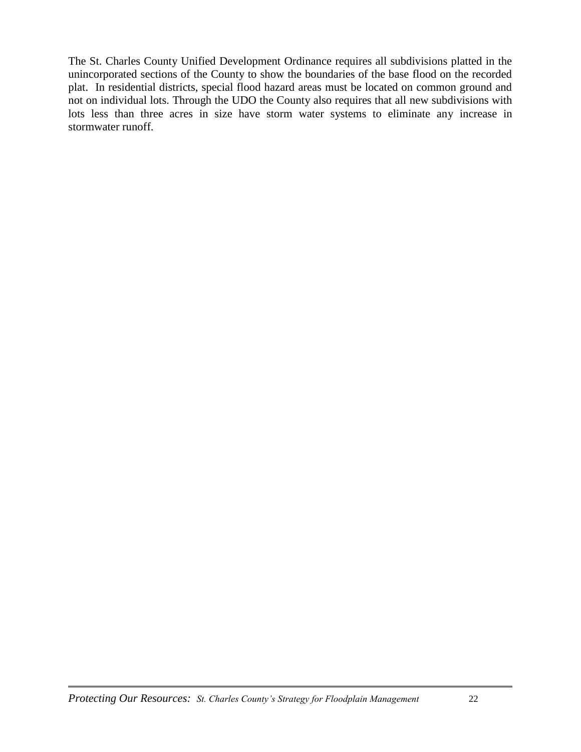The St. Charles County Unified Development Ordinance requires all subdivisions platted in the unincorporated sections of the County to show the boundaries of the base flood on the recorded plat. In residential districts, special flood hazard areas must be located on common ground and not on individual lots. Through the UDO the County also requires that all new subdivisions with lots less than three acres in size have storm water systems to eliminate any increase in stormwater runoff.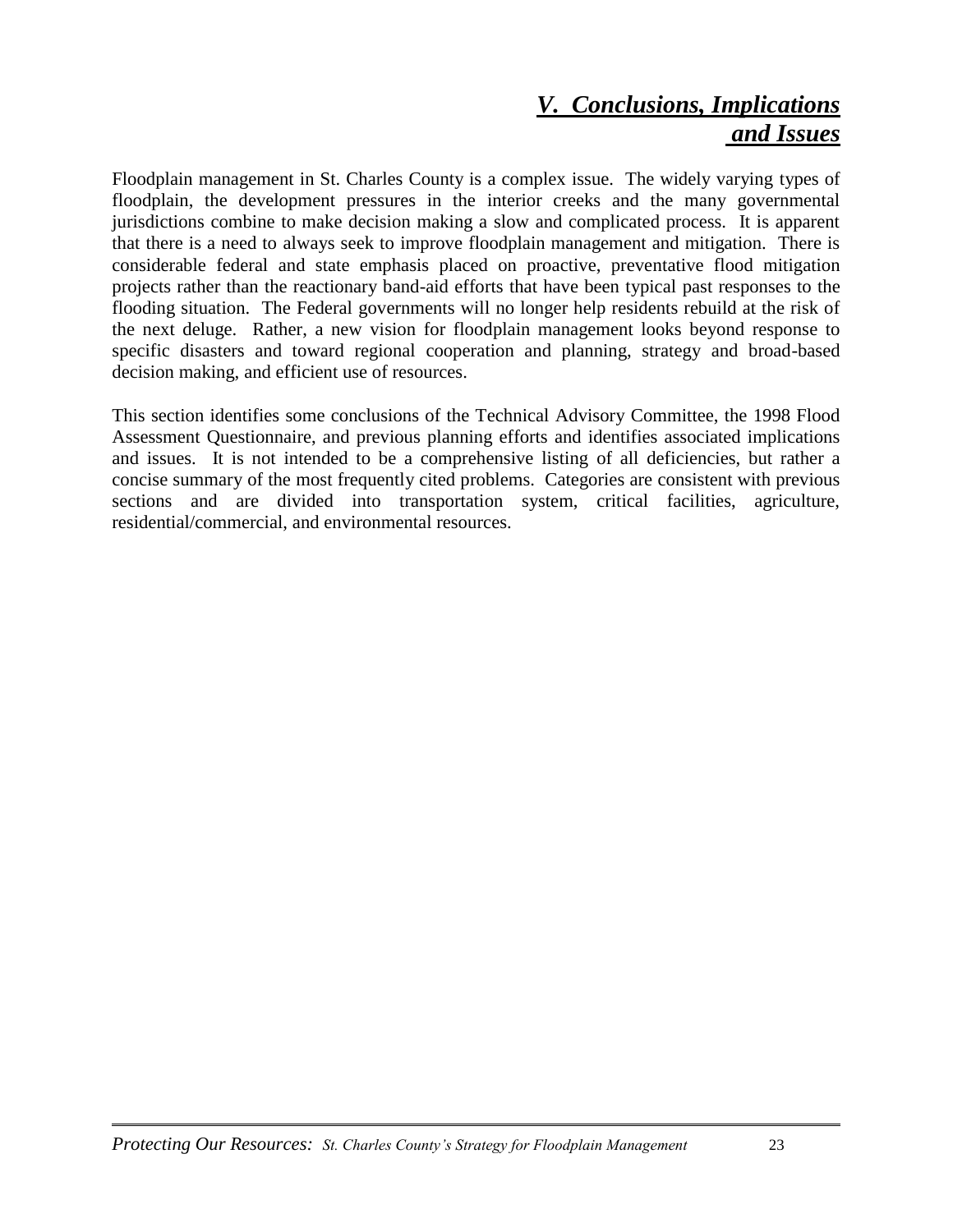# *V. Conclusions, Implications and Issues*

Floodplain management in St. Charles County is a complex issue. The widely varying types of floodplain, the development pressures in the interior creeks and the many governmental jurisdictions combine to make decision making a slow and complicated process. It is apparent that there is a need to always seek to improve floodplain management and mitigation. There is considerable federal and state emphasis placed on proactive, preventative flood mitigation projects rather than the reactionary band-aid efforts that have been typical past responses to the flooding situation. The Federal governments will no longer help residents rebuild at the risk of the next deluge. Rather, a new vision for floodplain management looks beyond response to specific disasters and toward regional cooperation and planning, strategy and broad-based decision making, and efficient use of resources.

This section identifies some conclusions of the Technical Advisory Committee, the 1998 Flood Assessment Questionnaire, and previous planning efforts and identifies associated implications and issues. It is not intended to be a comprehensive listing of all deficiencies, but rather a concise summary of the most frequently cited problems. Categories are consistent with previous sections and are divided into transportation system, critical facilities, agriculture, residential/commercial, and environmental resources.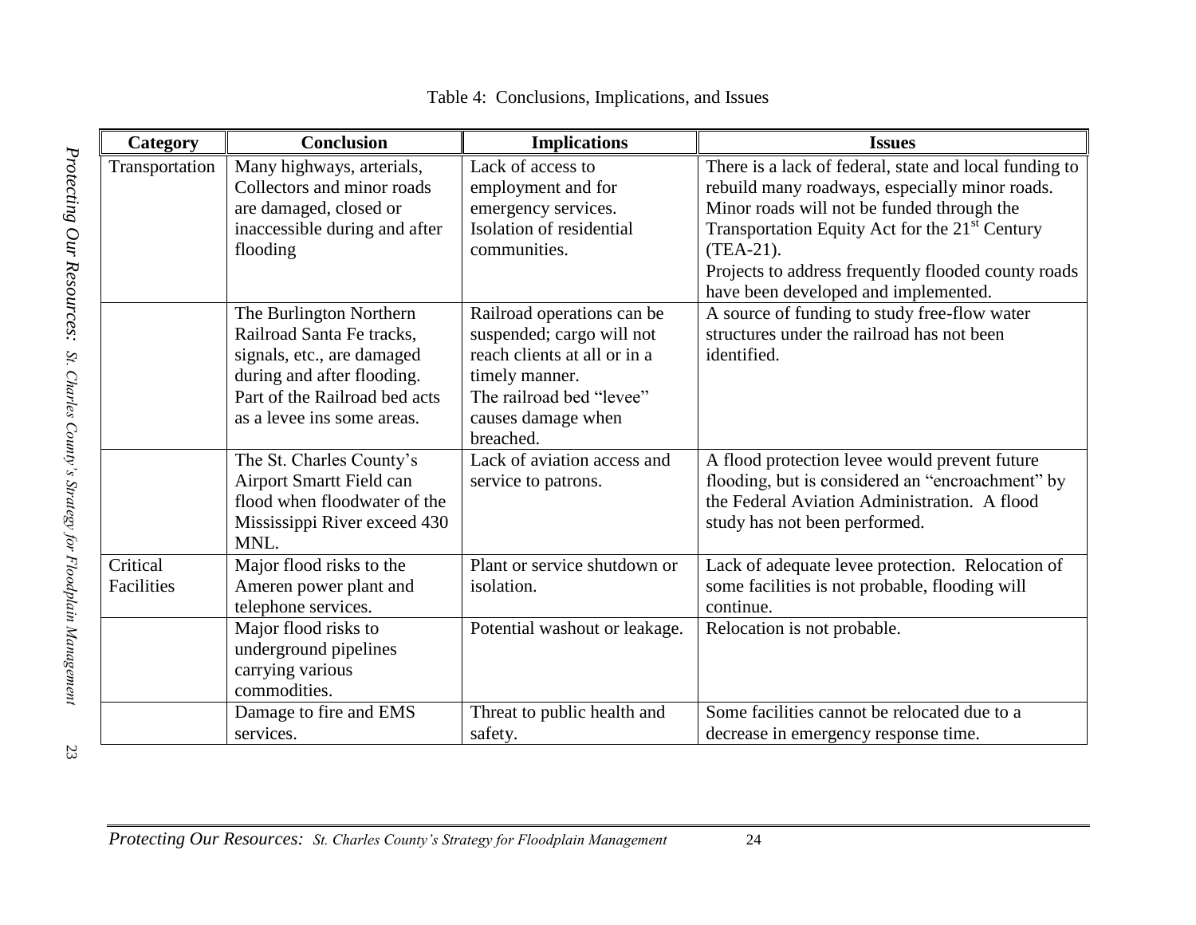Table 4: Conclusions, Implications, and Issues

| Category | Conclusion | Implications | Issues |
|---|---|---|---|
| Transportation | Many highways, arterials, Collectors and minor roads are damaged, closed or inaccessible during and after flooding | Lack of access to employment and for emergency services. Isolation of residential communities. | There is a lack of federal, state and local funding to rebuild many roadways, especially minor roads. Minor roads will not be funded through the Transportation Equity Act for the 21st Century (TEA-21). Projects to address frequently flooded county roads have been developed and implemented. |
| | The Burlington Northern Railroad Santa Fe tracks, signals, etc., are damaged during and after flooding. Part of the Railroad bed acts as a levee ins some areas. | Railroad operations can be suspended; cargo will not reach clients at all or in a timely manner. The railroad bed "levee" causes damage when breached. | A source of funding to study free-flow water structures under the railroad has not been identified. |
| | The St. Charles County's Airport Smartt Field can flood when floodwater of the Mississippi River exceed 430 MNL. | Lack of aviation access and service to patrons. | A flood protection levee would prevent future flooding, but is considered an "encroachment" by the Federal Aviation Administration. A flood study has not been performed. |
| Critical Facilities | Major flood risks to the Ameren power plant and telephone services. | Plant or service shutdown or isolation. | Lack of adequate levee protection. Relocation of some facilities is not probable, flooding will continue. |
| | Major flood risks to underground pipelines carrying various commodities. | Potential washout or leakage. | Relocation is not probable. |
| | Damage to fire and EMS services. | Threat to public health and safety. | Some facilities cannot be relocated due to a decrease in emergency response time. |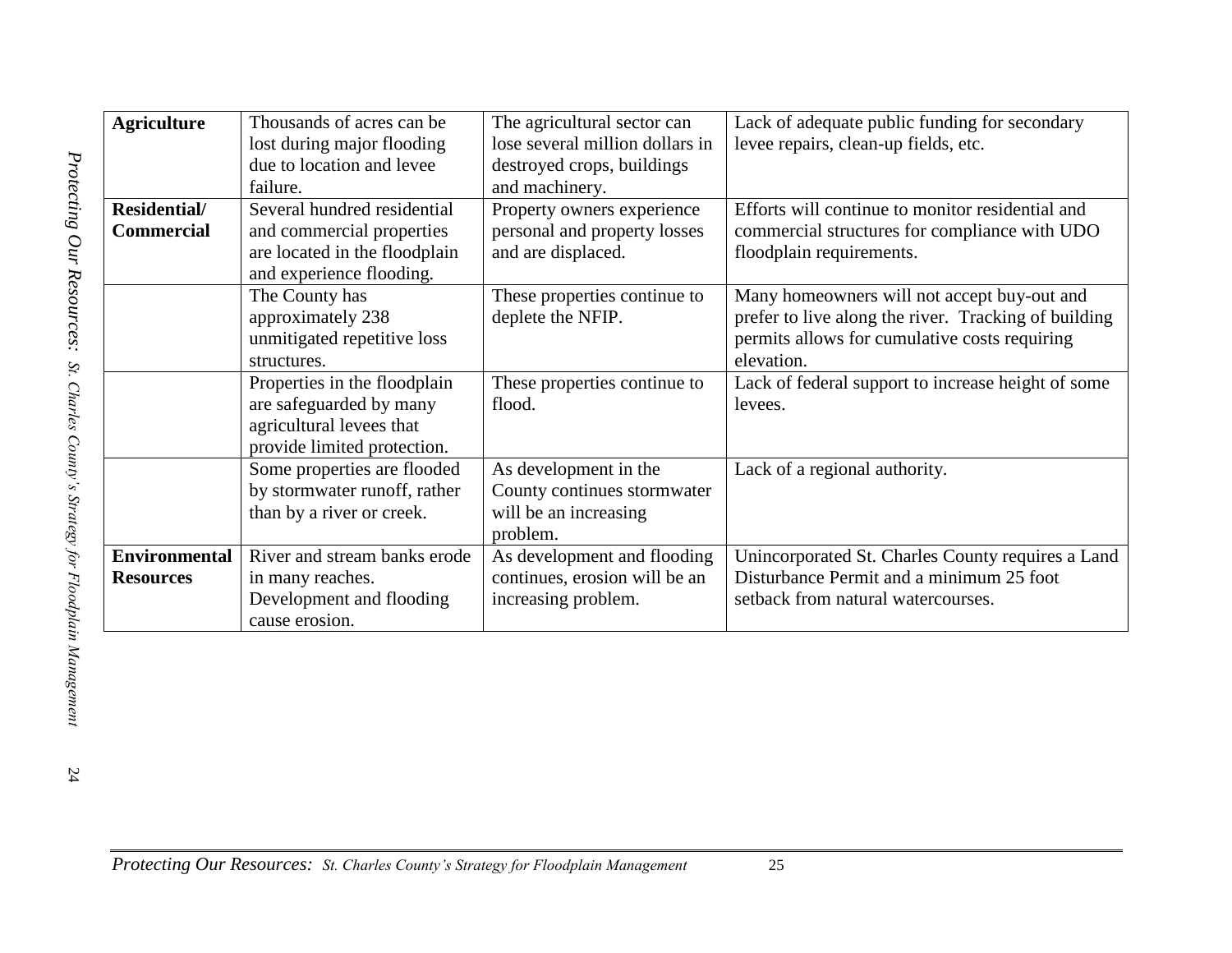| | | | |
|---|---|---|---|
| **Agriculture** | Thousands of acres can be lost during major flooding due to location and levee failure. | The agricultural sector can lose several million dollars in destroyed crops, buildings and machinery. | Lack of adequate public funding for secondary levee repairs, clean-up fields, etc. |
| **Residential/ Commercial** | Several hundred residential and commercial properties are located in the floodplain and experience flooding. | Property owners experience personal and property losses and are displaced. | Efforts will continue to monitor residential and commercial structures for compliance with UDO floodplain requirements. |
| | The County has approximately 238 unmitigated repetitive loss structures. | These properties continue to deplete the NFIP. | Many homeowners will not accept buy-out and prefer to live along the river. Tracking of building permits allows for cumulative costs requiring elevation. |
| | Properties in the floodplain are safeguarded by many agricultural levees that provide limited protection. | These properties continue to flood. | Lack of federal support to increase height of some levees. |
| | Some properties are flooded by stormwater runoff, rather than by a river or creek. | As development in the County continues stormwater will be an increasing problem. | Lack of a regional authority. |
| **Environmental Resources** | River and stream banks erode in many reaches. Development and flooding cause erosion. | As development and flooding continues, erosion will be an increasing problem. | Unincorporated St. Charles County requires a Land Disturbance Permit and a minimum 25 foot setback from natural watercourses. |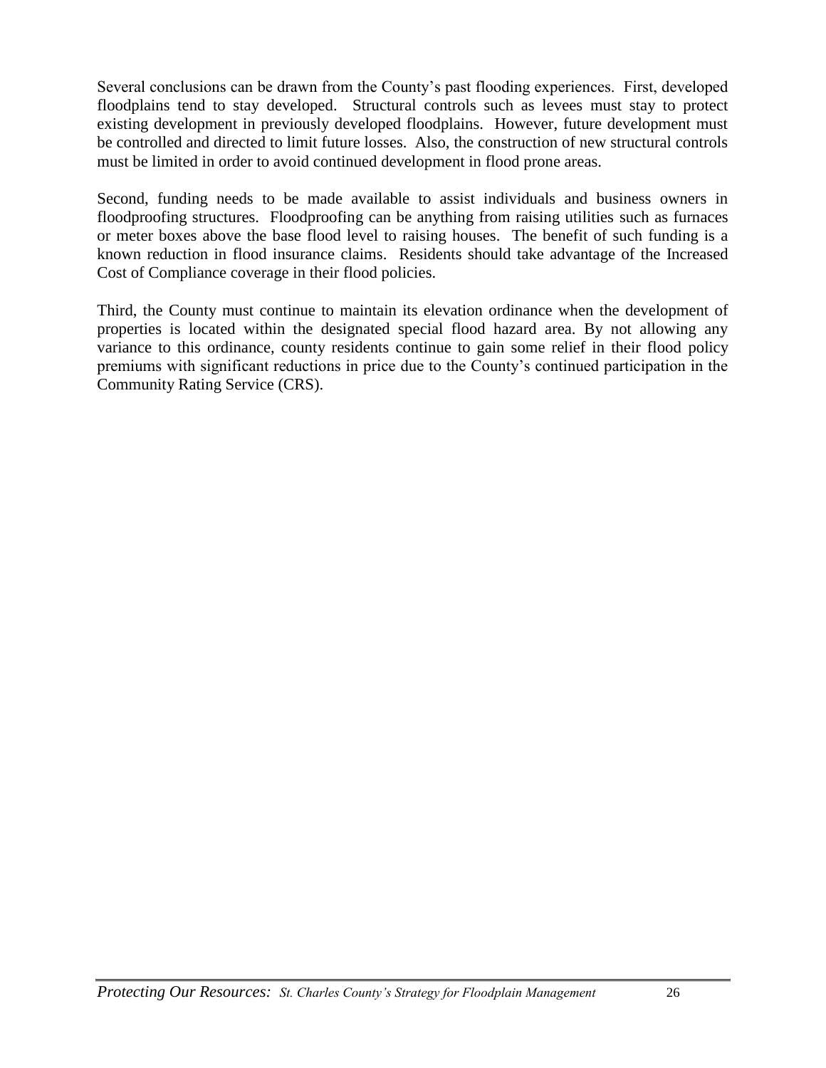Several conclusions can be drawn from the County's past flooding experiences. First, developed floodplains tend to stay developed. Structural controls such as levees must stay to protect existing development in previously developed floodplains. However, future development must be controlled and directed to limit future losses. Also, the construction of new structural controls must be limited in order to avoid continued development in flood prone areas.

Second, funding needs to be made available to assist individuals and business owners in floodproofing structures. Floodproofing can be anything from raising utilities such as furnaces or meter boxes above the base flood level to raising houses. The benefit of such funding is a known reduction in flood insurance claims. Residents should take advantage of the Increased Cost of Compliance coverage in their flood policies.

Third, the County must continue to maintain its elevation ordinance when the development of properties is located within the designated special flood hazard area. By not allowing any variance to this ordinance, county residents continue to gain some relief in their flood policy premiums with significant reductions in price due to the County's continued participation in the Community Rating Service (CRS).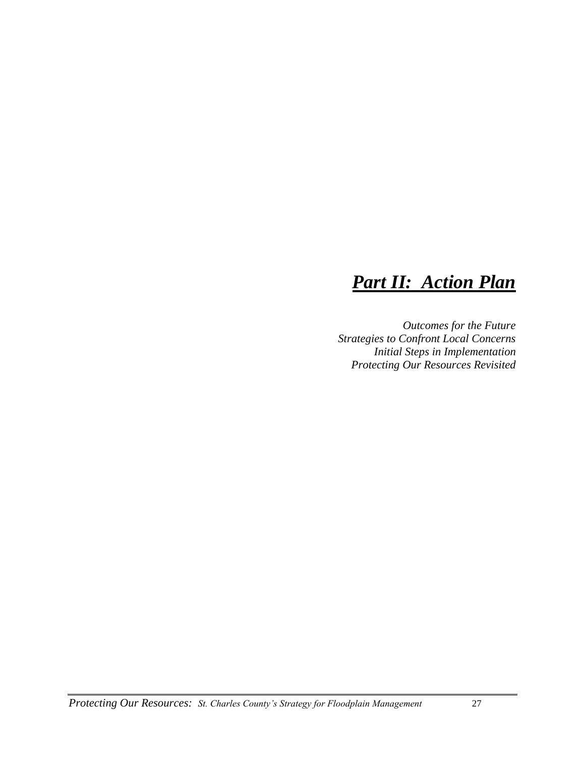# ***Part II: Action Plan***

*Outcomes for the Future*
*Strategies to Confront Local Concerns*
*Initial Steps in Implementation*
*Protecting Our Resources Revisited*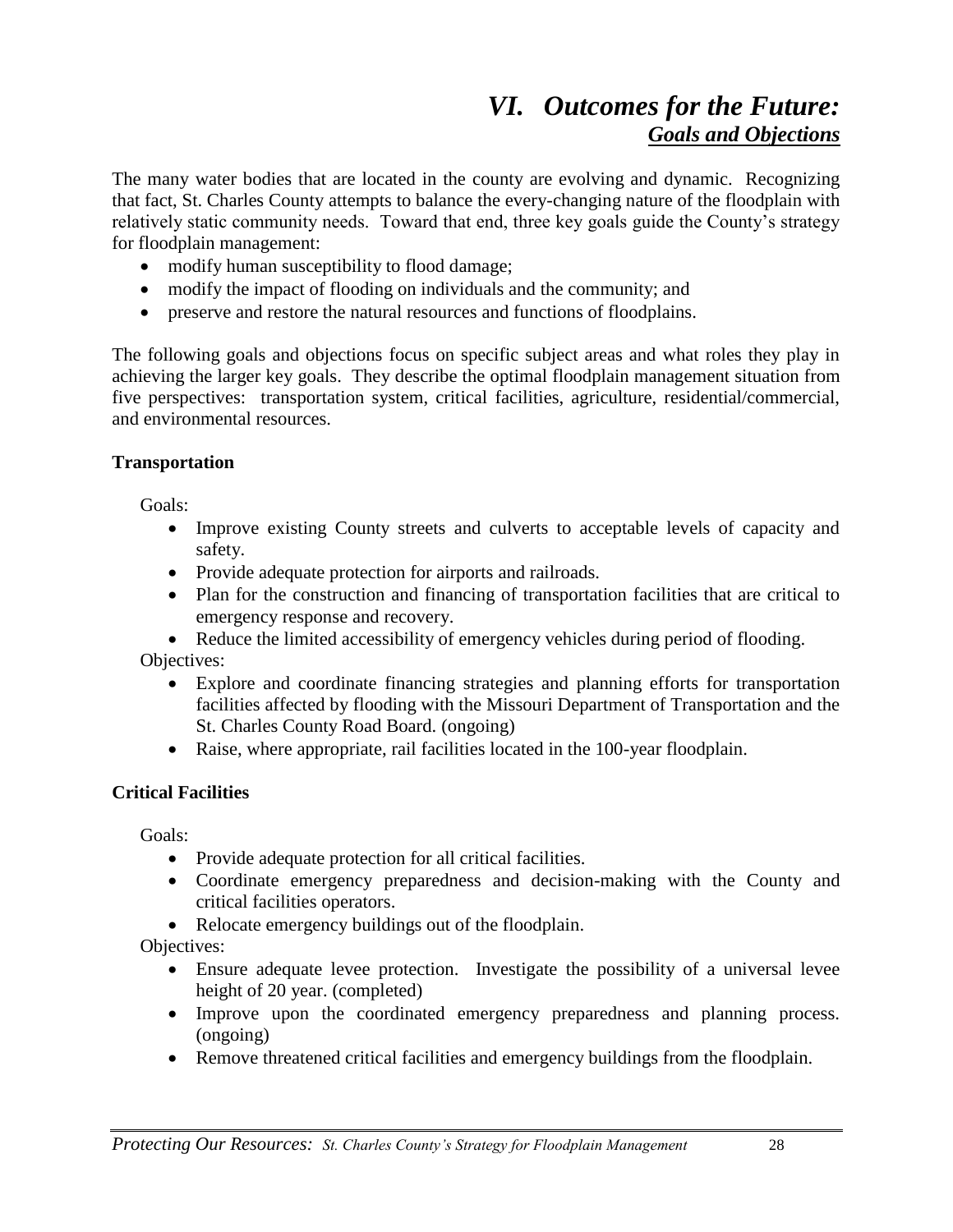# *VI. Outcomes for the Future:*
## ***Goals and Objections***

The many water bodies that are located in the county are evolving and dynamic. Recognizing that fact, St. Charles County attempts to balance the every-changing nature of the floodplain with relatively static community needs. Toward that end, three key goals guide the County's strategy for floodplain management:

- modify human susceptibility to flood damage;
- modify the impact of flooding on individuals and the community; and
- preserve and restore the natural resources and functions of floodplains.

The following goals and objections focus on specific subject areas and what roles they play in achieving the larger key goals. They describe the optimal floodplain management situation from five perspectives: transportation system, critical facilities, agriculture, residential/commercial, and environmental resources.

### **Transportation**

Goals:

- Improve existing County streets and culverts to acceptable levels of capacity and safety.
- Provide adequate protection for airports and railroads.
- Plan for the construction and financing of transportation facilities that are critical to emergency response and recovery.
- Reduce the limited accessibility of emergency vehicles during period of flooding.

Objectives:

- Explore and coordinate financing strategies and planning efforts for transportation facilities affected by flooding with the Missouri Department of Transportation and the St. Charles County Road Board. (ongoing)
- Raise, where appropriate, rail facilities located in the 100-year floodplain.

### **Critical Facilities**

Goals:

- Provide adequate protection for all critical facilities.
- Coordinate emergency preparedness and decision-making with the County and critical facilities operators.
- Relocate emergency buildings out of the floodplain.

Objectives:

- Ensure adequate levee protection. Investigate the possibility of a universal levee height of 20 year. (completed)
- Improve upon the coordinated emergency preparedness and planning process. (ongoing)
- Remove threatened critical facilities and emergency buildings from the floodplain.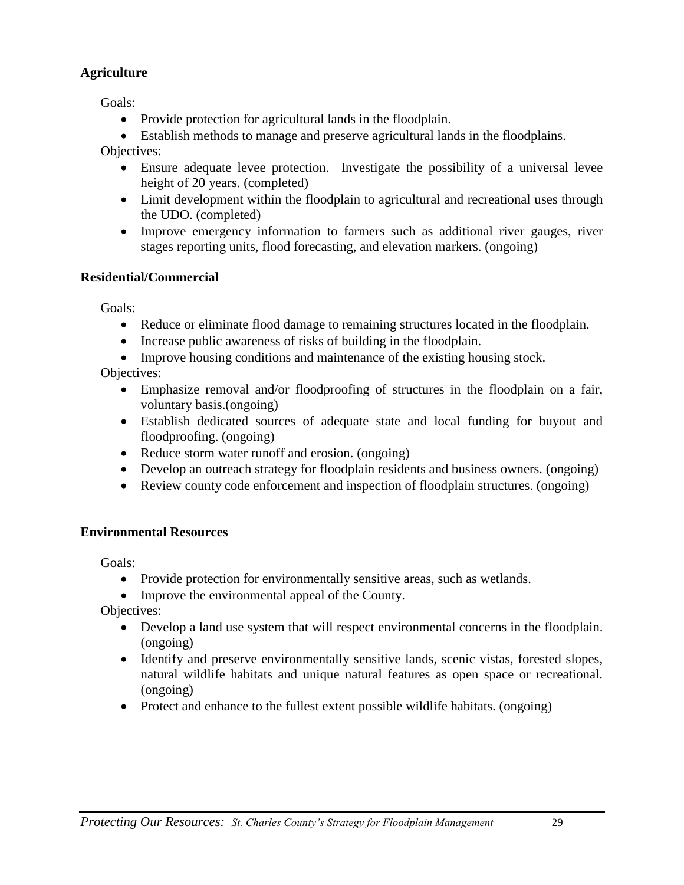**Agriculture**

Goals:

- Provide protection for agricultural lands in the floodplain.
- Establish methods to manage and preserve agricultural lands in the floodplains.

Objectives:

- Ensure adequate levee protection. Investigate the possibility of a universal levee height of 20 years. (completed)
- Limit development within the floodplain to agricultural and recreational uses through the UDO. (completed)
- Improve emergency information to farmers such as additional river gauges, river stages reporting units, flood forecasting, and elevation markers. (ongoing)

**Residential/Commercial**

Goals:

- Reduce or eliminate flood damage to remaining structures located in the floodplain.
- Increase public awareness of risks of building in the floodplain.
- Improve housing conditions and maintenance of the existing housing stock.

Objectives:

- Emphasize removal and/or floodproofing of structures in the floodplain on a fair, voluntary basis.(ongoing)
- Establish dedicated sources of adequate state and local funding for buyout and floodproofing. (ongoing)
- Reduce storm water runoff and erosion. (ongoing)
- Develop an outreach strategy for floodplain residents and business owners. (ongoing)
- Review county code enforcement and inspection of floodplain structures. (ongoing)

**Environmental Resources**

Goals:

- Provide protection for environmentally sensitive areas, such as wetlands.
- Improve the environmental appeal of the County.

Objectives:

- Develop a land use system that will respect environmental concerns in the floodplain. (ongoing)
- Identify and preserve environmentally sensitive lands, scenic vistas, forested slopes, natural wildlife habitats and unique natural features as open space or recreational. (ongoing)
- Protect and enhance to the fullest extent possible wildlife habitats. (ongoing)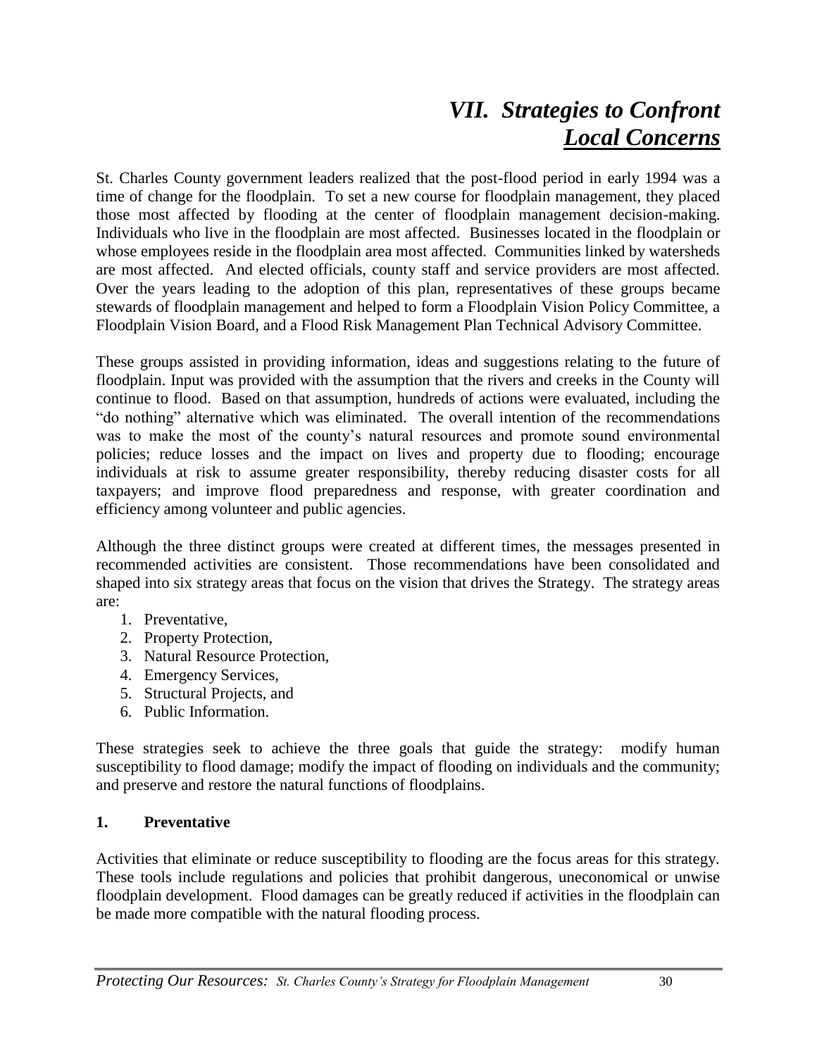# *VII. Strategies to Confront* *Local Concerns*

St. Charles County government leaders realized that the post-flood period in early 1994 was a time of change for the floodplain. To set a new course for floodplain management, they placed those most affected by flooding at the center of floodplain management decision-making. Individuals who live in the floodplain are most affected. Businesses located in the floodplain or whose employees reside in the floodplain area most affected. Communities linked by watersheds are most affected. And elected officials, county staff and service providers are most affected. Over the years leading to the adoption of this plan, representatives of these groups became stewards of floodplain management and helped to form a Floodplain Vision Policy Committee, a Floodplain Vision Board, and a Flood Risk Management Plan Technical Advisory Committee.

These groups assisted in providing information, ideas and suggestions relating to the future of floodplain. Input was provided with the assumption that the rivers and creeks in the County will continue to flood. Based on that assumption, hundreds of actions were evaluated, including the "do nothing" alternative which was eliminated. The overall intention of the recommendations was to make the most of the county's natural resources and promote sound environmental policies; reduce losses and the impact on lives and property due to flooding; encourage individuals at risk to assume greater responsibility, thereby reducing disaster costs for all taxpayers; and improve flood preparedness and response, with greater coordination and efficiency among volunteer and public agencies.

Although the three distinct groups were created at different times, the messages presented in recommended activities are consistent. Those recommendations have been consolidated and shaped into six strategy areas that focus on the vision that drives the Strategy. The strategy areas are:

1. Preventative,
2. Property Protection,
3. Natural Resource Protection,
4. Emergency Services,
5. Structural Projects, and
6. Public Information.

These strategies seek to achieve the three goals that guide the strategy: modify human susceptibility to flood damage; modify the impact of flooding on individuals and the community; and preserve and restore the natural functions of floodplains.

## 1. Preventative

Activities that eliminate or reduce susceptibility to flooding are the focus areas for this strategy. These tools include regulations and policies that prohibit dangerous, uneconomical or unwise floodplain development. Flood damages can be greatly reduced if activities in the floodplain can be made more compatible with the natural flooding process.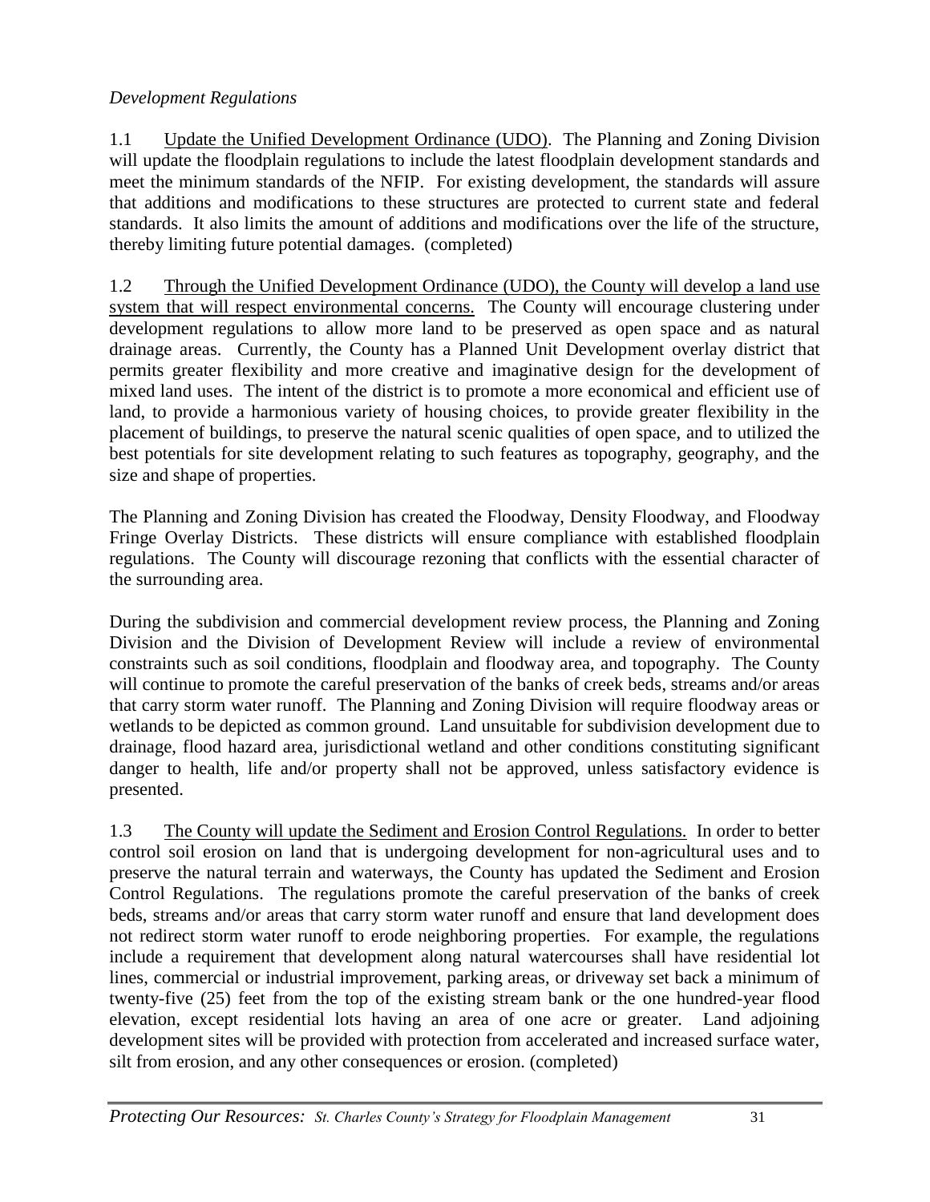*Development Regulations*

1.1 Update the Unified Development Ordinance (UDO). The Planning and Zoning Division will update the floodplain regulations to include the latest floodplain development standards and meet the minimum standards of the NFIP. For existing development, the standards will assure that additions and modifications to these structures are protected to current state and federal standards. It also limits the amount of additions and modifications over the life of the structure, thereby limiting future potential damages. (completed)

1.2 Through the Unified Development Ordinance (UDO), the County will develop a land use system that will respect environmental concerns. The County will encourage clustering under development regulations to allow more land to be preserved as open space and as natural drainage areas. Currently, the County has a Planned Unit Development overlay district that permits greater flexibility and more creative and imaginative design for the development of mixed land uses. The intent of the district is to promote a more economical and efficient use of land, to provide a harmonious variety of housing choices, to provide greater flexibility in the placement of buildings, to preserve the natural scenic qualities of open space, and to utilized the best potentials for site development relating to such features as topography, geography, and the size and shape of properties.

The Planning and Zoning Division has created the Floodway, Density Floodway, and Floodway Fringe Overlay Districts. These districts will ensure compliance with established floodplain regulations. The County will discourage rezoning that conflicts with the essential character of the surrounding area.

During the subdivision and commercial development review process, the Planning and Zoning Division and the Division of Development Review will include a review of environmental constraints such as soil conditions, floodplain and floodway area, and topography. The County will continue to promote the careful preservation of the banks of creek beds, streams and/or areas that carry storm water runoff. The Planning and Zoning Division will require floodway areas or wetlands to be depicted as common ground. Land unsuitable for subdivision development due to drainage, flood hazard area, jurisdictional wetland and other conditions constituting significant danger to health, life and/or property shall not be approved, unless satisfactory evidence is presented.

1.3 The County will update the Sediment and Erosion Control Regulations. In order to better control soil erosion on land that is undergoing development for non-agricultural uses and to preserve the natural terrain and waterways, the County has updated the Sediment and Erosion Control Regulations. The regulations promote the careful preservation of the banks of creek beds, streams and/or areas that carry storm water runoff and ensure that land development does not redirect storm water runoff to erode neighboring properties. For example, the regulations include a requirement that development along natural watercourses shall have residential lot lines, commercial or industrial improvement, parking areas, or driveway set back a minimum of twenty-five (25) feet from the top of the existing stream bank or the one hundred-year flood elevation, except residential lots having an area of one acre or greater. Land adjoining development sites will be provided with protection from accelerated and increased surface water, silt from erosion, and any other consequences or erosion. (completed)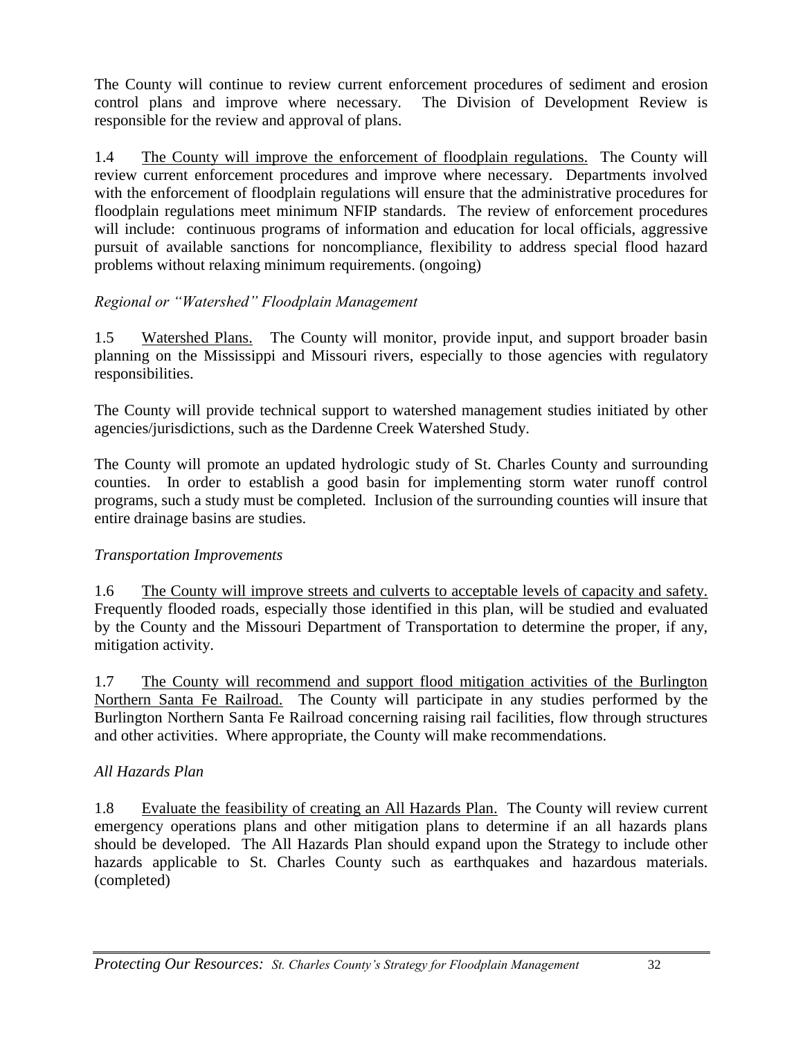The County will continue to review current enforcement procedures of sediment and erosion control plans and improve where necessary. The Division of Development Review is responsible for the review and approval of plans.

1.4 The County will improve the enforcement of floodplain regulations. The County will review current enforcement procedures and improve where necessary. Departments involved with the enforcement of floodplain regulations will ensure that the administrative procedures for floodplain regulations meet minimum NFIP standards. The review of enforcement procedures will include: continuous programs of information and education for local officials, aggressive pursuit of available sanctions for noncompliance, flexibility to address special flood hazard problems without relaxing minimum requirements. (ongoing)

*Regional or "Watershed" Floodplain Management*

1.5 Watershed Plans. The County will monitor, provide input, and support broader basin planning on the Mississippi and Missouri rivers, especially to those agencies with regulatory responsibilities.

The County will provide technical support to watershed management studies initiated by other agencies/jurisdictions, such as the Dardenne Creek Watershed Study.

The County will promote an updated hydrologic study of St. Charles County and surrounding counties. In order to establish a good basin for implementing storm water runoff control programs, such a study must be completed. Inclusion of the surrounding counties will insure that entire drainage basins are studies.

*Transportation Improvements*

1.6 The County will improve streets and culverts to acceptable levels of capacity and safety. Frequently flooded roads, especially those identified in this plan, will be studied and evaluated by the County and the Missouri Department of Transportation to determine the proper, if any, mitigation activity.

1.7 The County will recommend and support flood mitigation activities of the Burlington Northern Santa Fe Railroad. The County will participate in any studies performed by the Burlington Northern Santa Fe Railroad concerning raising rail facilities, flow through structures and other activities. Where appropriate, the County will make recommendations.

*All Hazards Plan*

1.8 Evaluate the feasibility of creating an All Hazards Plan. The County will review current emergency operations plans and other mitigation plans to determine if an all hazards plans should be developed. The All Hazards Plan should expand upon the Strategy to include other hazards applicable to St. Charles County such as earthquakes and hazardous materials. (completed)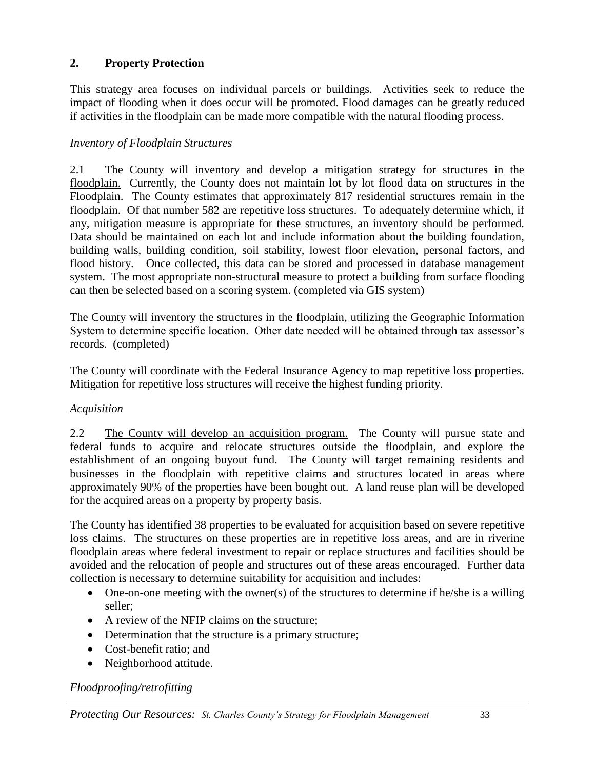## 2. Property Protection

This strategy area focuses on individual parcels or buildings. Activities seek to reduce the impact of flooding when it does occur will be promoted. Flood damages can be greatly reduced if activities in the floodplain can be made more compatible with the natural flooding process.

*Inventory of Floodplain Structures*

2.1 <u>The County will inventory and develop a mitigation strategy for structures in the floodplain.</u> Currently, the County does not maintain lot by lot flood data on structures in the Floodplain. The County estimates that approximately 817 residential structures remain in the floodplain. Of that number 582 are repetitive loss structures. To adequately determine which, if any, mitigation measure is appropriate for these structures, an inventory should be performed. Data should be maintained on each lot and include information about the building foundation, building walls, building condition, soil stability, lowest floor elevation, personal factors, and flood history. Once collected, this data can be stored and processed in database management system. The most appropriate non-structural measure to protect a building from surface flooding can then be selected based on a scoring system. (completed via GIS system)

The County will inventory the structures in the floodplain, utilizing the Geographic Information System to determine specific location. Other date needed will be obtained through tax assessor's records. (completed)

The County will coordinate with the Federal Insurance Agency to map repetitive loss properties. Mitigation for repetitive loss structures will receive the highest funding priority.

*Acquisition*

2.2 <u>The County will develop an acquisition program.</u> The County will pursue state and federal funds to acquire and relocate structures outside the floodplain, and explore the establishment of an ongoing buyout fund. The County will target remaining residents and businesses in the floodplain with repetitive claims and structures located in areas where approximately 90% of the properties have been bought out. A land reuse plan will be developed for the acquired areas on a property by property basis.

The County has identified 38 properties to be evaluated for acquisition based on severe repetitive loss claims. The structures on these properties are in repetitive loss areas, and are in riverine floodplain areas where federal investment to repair or replace structures and facilities should be avoided and the relocation of people and structures out of these areas encouraged. Further data collection is necessary to determine suitability for acquisition and includes:

- One-on-one meeting with the owner(s) of the structures to determine if he/she is a willing seller;
- A review of the NFIP claims on the structure;
- Determination that the structure is a primary structure;
- Cost-benefit ratio; and
- Neighborhood attitude.

*Floodproofing/retrofitting*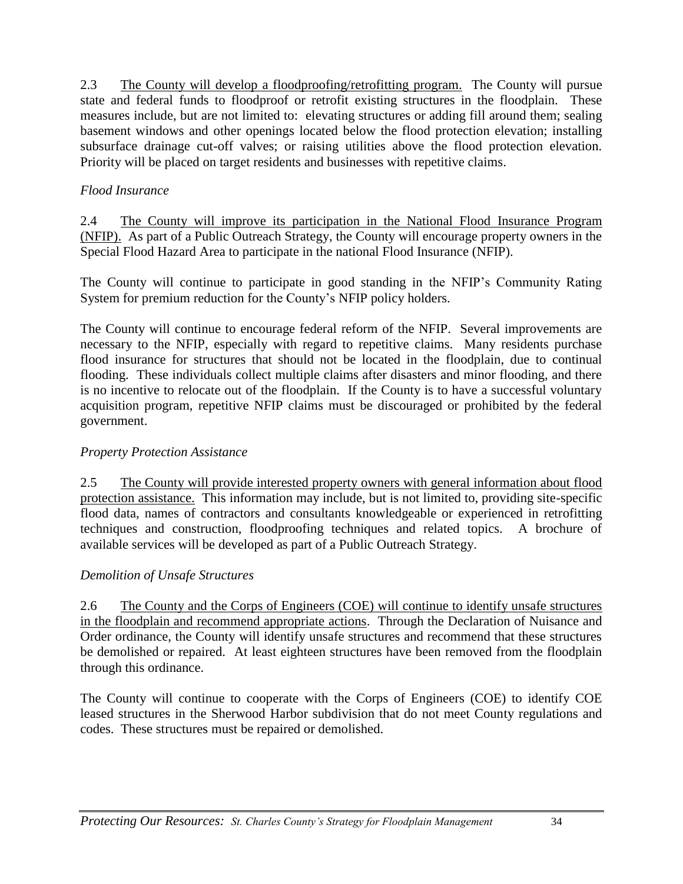2.3 The County will develop a floodproofing/retrofitting program. The County will pursue state and federal funds to floodproof or retrofit existing structures in the floodplain. These measures include, but are not limited to: elevating structures or adding fill around them; sealing basement windows and other openings located below the flood protection elevation; installing subsurface drainage cut-off valves; or raising utilities above the flood protection elevation. Priority will be placed on target residents and businesses with repetitive claims.

*Flood Insurance*

2.4 The County will improve its participation in the National Flood Insurance Program (NFIP). As part of a Public Outreach Strategy, the County will encourage property owners in the Special Flood Hazard Area to participate in the national Flood Insurance (NFIP).

The County will continue to participate in good standing in the NFIP's Community Rating System for premium reduction for the County's NFIP policy holders.

The County will continue to encourage federal reform of the NFIP. Several improvements are necessary to the NFIP, especially with regard to repetitive claims. Many residents purchase flood insurance for structures that should not be located in the floodplain, due to continual flooding. These individuals collect multiple claims after disasters and minor flooding, and there is no incentive to relocate out of the floodplain. If the County is to have a successful voluntary acquisition program, repetitive NFIP claims must be discouraged or prohibited by the federal government.

*Property Protection Assistance*

2.5 The County will provide interested property owners with general information about flood protection assistance. This information may include, but is not limited to, providing site-specific flood data, names of contractors and consultants knowledgeable or experienced in retrofitting techniques and construction, floodproofing techniques and related topics. A brochure of available services will be developed as part of a Public Outreach Strategy.

*Demolition of Unsafe Structures*

2.6 The County and the Corps of Engineers (COE) will continue to identify unsafe structures in the floodplain and recommend appropriate actions. Through the Declaration of Nuisance and Order ordinance, the County will identify unsafe structures and recommend that these structures be demolished or repaired. At least eighteen structures have been removed from the floodplain through this ordinance.

The County will continue to cooperate with the Corps of Engineers (COE) to identify COE leased structures in the Sherwood Harbor subdivision that do not meet County regulations and codes. These structures must be repaired or demolished.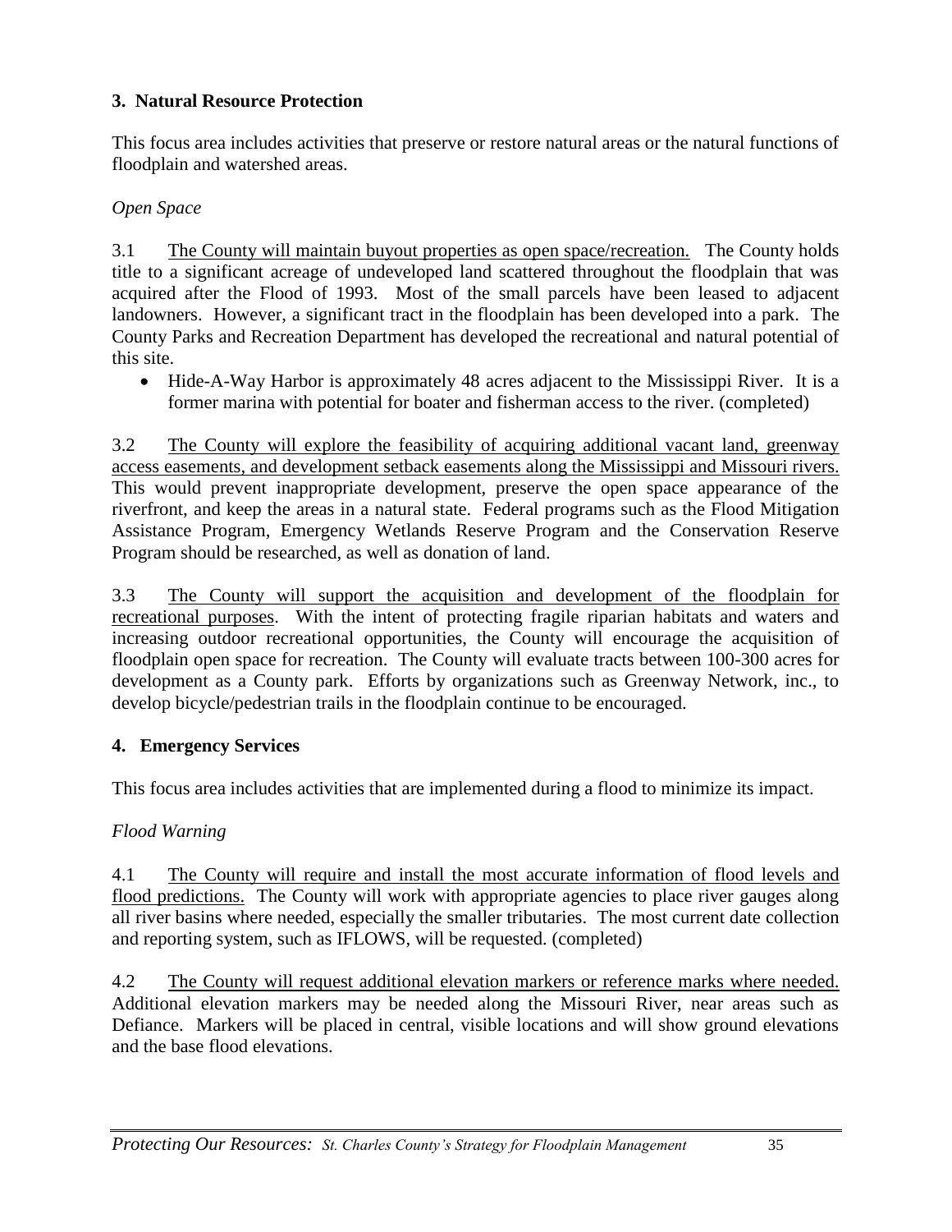## 3. Natural Resource Protection

This focus area includes activities that preserve or restore natural areas or the natural functions of floodplain and watershed areas.

*Open Space*

3.1 The County will maintain buyout properties as open space/recreation. The County holds title to a significant acreage of undeveloped land scattered throughout the floodplain that was acquired after the Flood of 1993. Most of the small parcels have been leased to adjacent landowners. However, a significant tract in the floodplain has been developed into a park. The County Parks and Recreation Department has developed the recreational and natural potential of this site.

- Hide-A-Way Harbor is approximately 48 acres adjacent to the Mississippi River. It is a former marina with potential for boater and fisherman access to the river. (completed)

3.2 The County will explore the feasibility of acquiring additional vacant land, greenway access easements, and development setback easements along the Mississippi and Missouri rivers. This would prevent inappropriate development, preserve the open space appearance of the riverfront, and keep the areas in a natural state. Federal programs such as the Flood Mitigation Assistance Program, Emergency Wetlands Reserve Program and the Conservation Reserve Program should be researched, as well as donation of land.

3.3 The County will support the acquisition and development of the floodplain for recreational purposes. With the intent of protecting fragile riparian habitats and waters and increasing outdoor recreational opportunities, the County will encourage the acquisition of floodplain open space for recreation. The County will evaluate tracts between 100-300 acres for development as a County park. Efforts by organizations such as Greenway Network, inc., to develop bicycle/pedestrian trails in the floodplain continue to be encouraged.

## 4. Emergency Services

This focus area includes activities that are implemented during a flood to minimize its impact.

*Flood Warning*

4.1 The County will require and install the most accurate information of flood levels and flood predictions. The County will work with appropriate agencies to place river gauges along all river basins where needed, especially the smaller tributaries. The most current date collection and reporting system, such as IFLOWS, will be requested. (completed)

4.2 The County will request additional elevation markers or reference marks where needed. Additional elevation markers may be needed along the Missouri River, near areas such as Defiance. Markers will be placed in central, visible locations and will show ground elevations and the base flood elevations.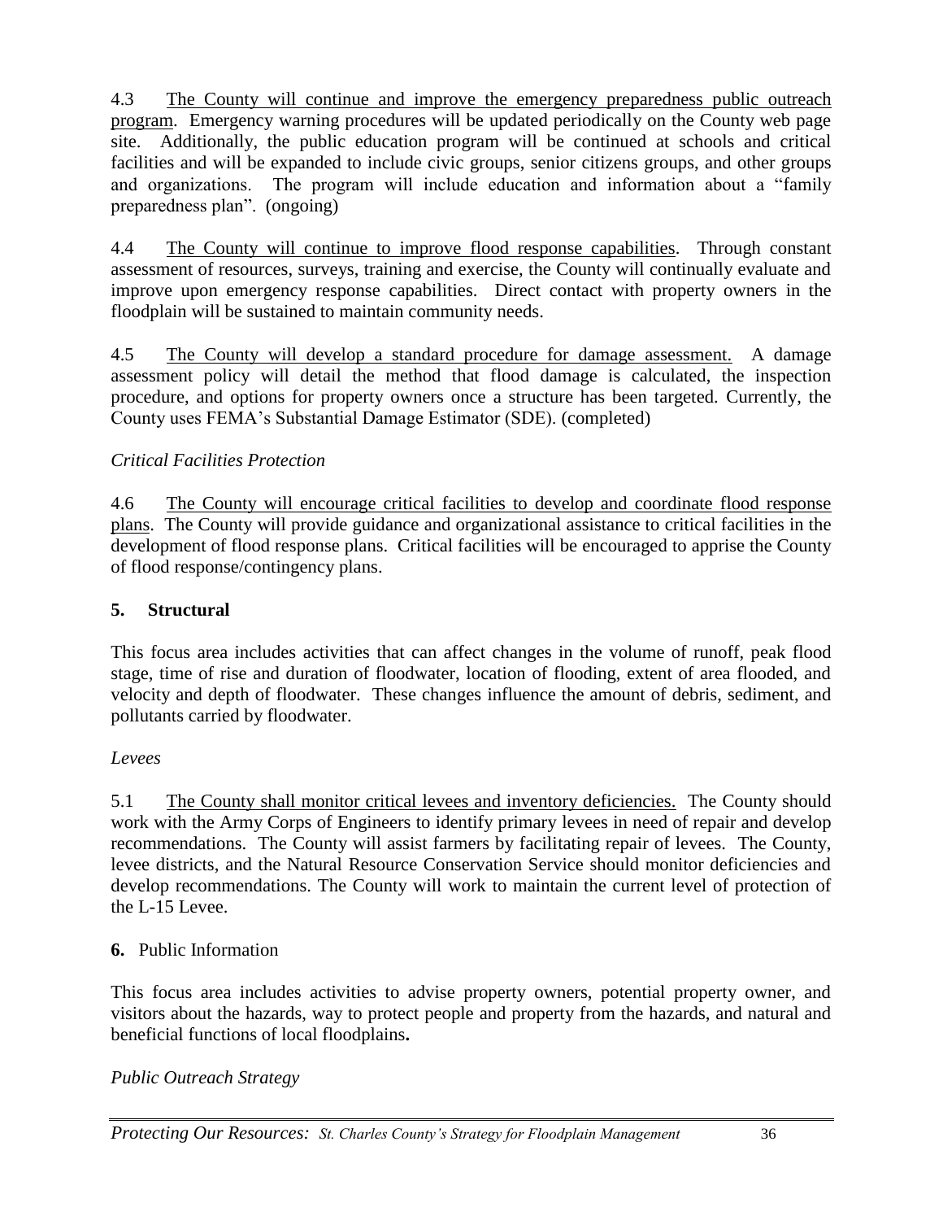4.3 The County will continue and improve the emergency preparedness public outreach program. Emergency warning procedures will be updated periodically on the County web page site. Additionally, the public education program will be continued at schools and critical facilities and will be expanded to include civic groups, senior citizens groups, and other groups and organizations. The program will include education and information about a "family preparedness plan". (ongoing)

4.4 The County will continue to improve flood response capabilities. Through constant assessment of resources, surveys, training and exercise, the County will continually evaluate and improve upon emergency response capabilities. Direct contact with property owners in the floodplain will be sustained to maintain community needs.

4.5 The County will develop a standard procedure for damage assessment. A damage assessment policy will detail the method that flood damage is calculated, the inspection procedure, and options for property owners once a structure has been targeted. Currently, the County uses FEMA's Substantial Damage Estimator (SDE). (completed)

*Critical Facilities Protection*

4.6 The County will encourage critical facilities to develop and coordinate flood response plans. The County will provide guidance and organizational assistance to critical facilities in the development of flood response plans. Critical facilities will be encouraged to apprise the County of flood response/contingency plans.

## 5. Structural

This focus area includes activities that can affect changes in the volume of runoff, peak flood stage, time of rise and duration of floodwater, location of flooding, extent of area flooded, and velocity and depth of floodwater. These changes influence the amount of debris, sediment, and pollutants carried by floodwater.

*Levees*

5.1 The County shall monitor critical levees and inventory deficiencies. The County should work with the Army Corps of Engineers to identify primary levees in need of repair and develop recommendations. The County will assist farmers by facilitating repair of levees. The County, levee districts, and the Natural Resource Conservation Service should monitor deficiencies and develop recommendations. The County will work to maintain the current level of protection of the L-15 Levee.

## **6.** Public Information

This focus area includes activities to advise property owners, potential property owner, and visitors about the hazards, way to protect people and property from the hazards, and natural and beneficial functions of local floodplains**.**

*Public Outreach Strategy*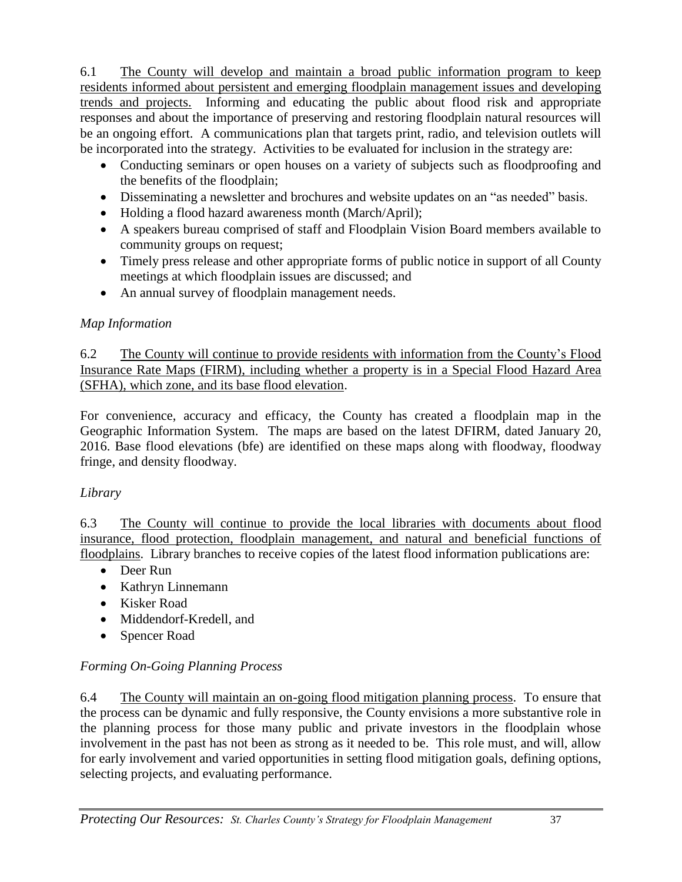6.1 The County will develop and maintain a broad public information program to keep residents informed about persistent and emerging floodplain management issues and developing trends and projects. Informing and educating the public about flood risk and appropriate responses and about the importance of preserving and restoring floodplain natural resources will be an ongoing effort. A communications plan that targets print, radio, and television outlets will be incorporated into the strategy. Activities to be evaluated for inclusion in the strategy are:

- Conducting seminars or open houses on a variety of subjects such as floodproofing and the benefits of the floodplain;
- Disseminating a newsletter and brochures and website updates on an "as needed" basis.
- Holding a flood hazard awareness month (March/April);
- A speakers bureau comprised of staff and Floodplain Vision Board members available to community groups on request;
- Timely press release and other appropriate forms of public notice in support of all County meetings at which floodplain issues are discussed; and
- An annual survey of floodplain management needs.

*Map Information*

6.2 The County will continue to provide residents with information from the County's Flood Insurance Rate Maps (FIRM), including whether a property is in a Special Flood Hazard Area (SFHA), which zone, and its base flood elevation.

For convenience, accuracy and efficacy, the County has created a floodplain map in the Geographic Information System. The maps are based on the latest DFIRM, dated January 20, 2016. Base flood elevations (bfe) are identified on these maps along with floodway, floodway fringe, and density floodway.

*Library*

6.3 The County will continue to provide the local libraries with documents about flood insurance, flood protection, floodplain management, and natural and beneficial functions of floodplains. Library branches to receive copies of the latest flood information publications are:

- Deer Run
- Kathryn Linnemann
- Kisker Road
- Middendorf-Kredell, and
- Spencer Road

*Forming On-Going Planning Process*

6.4 The County will maintain an on-going flood mitigation planning process. To ensure that the process can be dynamic and fully responsive, the County envisions a more substantive role in the planning process for those many public and private investors in the floodplain whose involvement in the past has not been as strong as it needed to be. This role must, and will, allow for early involvement and varied opportunities in setting flood mitigation goals, defining options, selecting projects, and evaluating performance.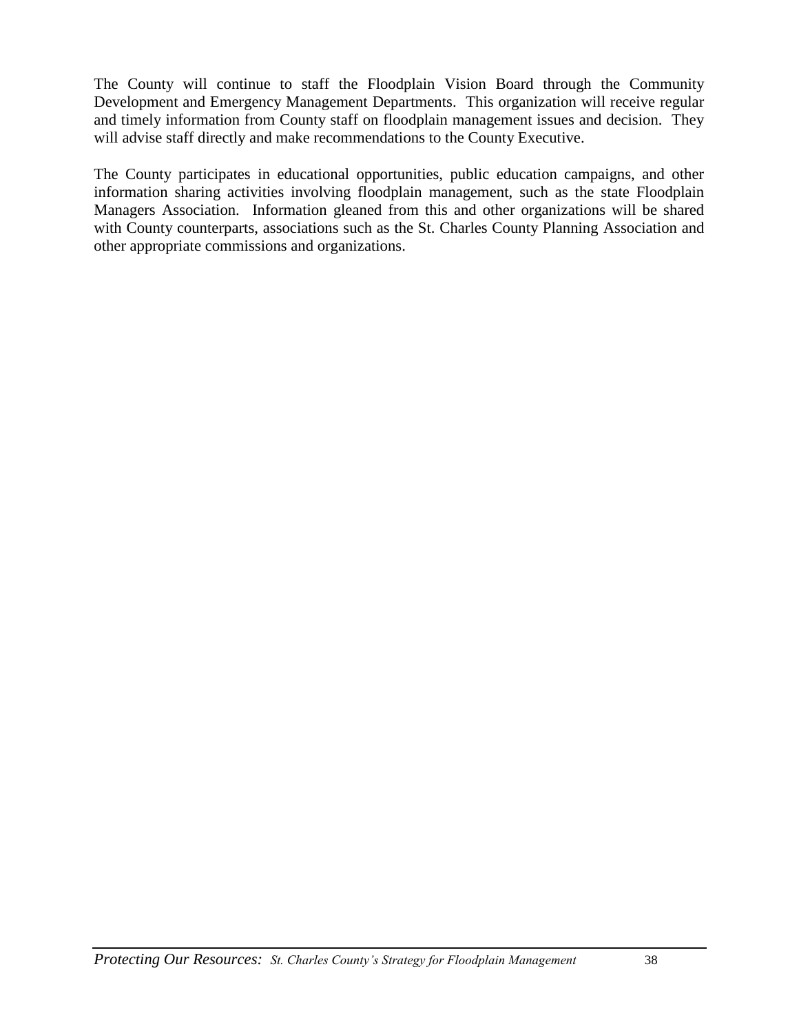The County will continue to staff the Floodplain Vision Board through the Community Development and Emergency Management Departments. This organization will receive regular and timely information from County staff on floodplain management issues and decision. They will advise staff directly and make recommendations to the County Executive.

The County participates in educational opportunities, public education campaigns, and other information sharing activities involving floodplain management, such as the state Floodplain Managers Association. Information gleaned from this and other organizations will be shared with County counterparts, associations such as the St. Charles County Planning Association and other appropriate commissions and organizations.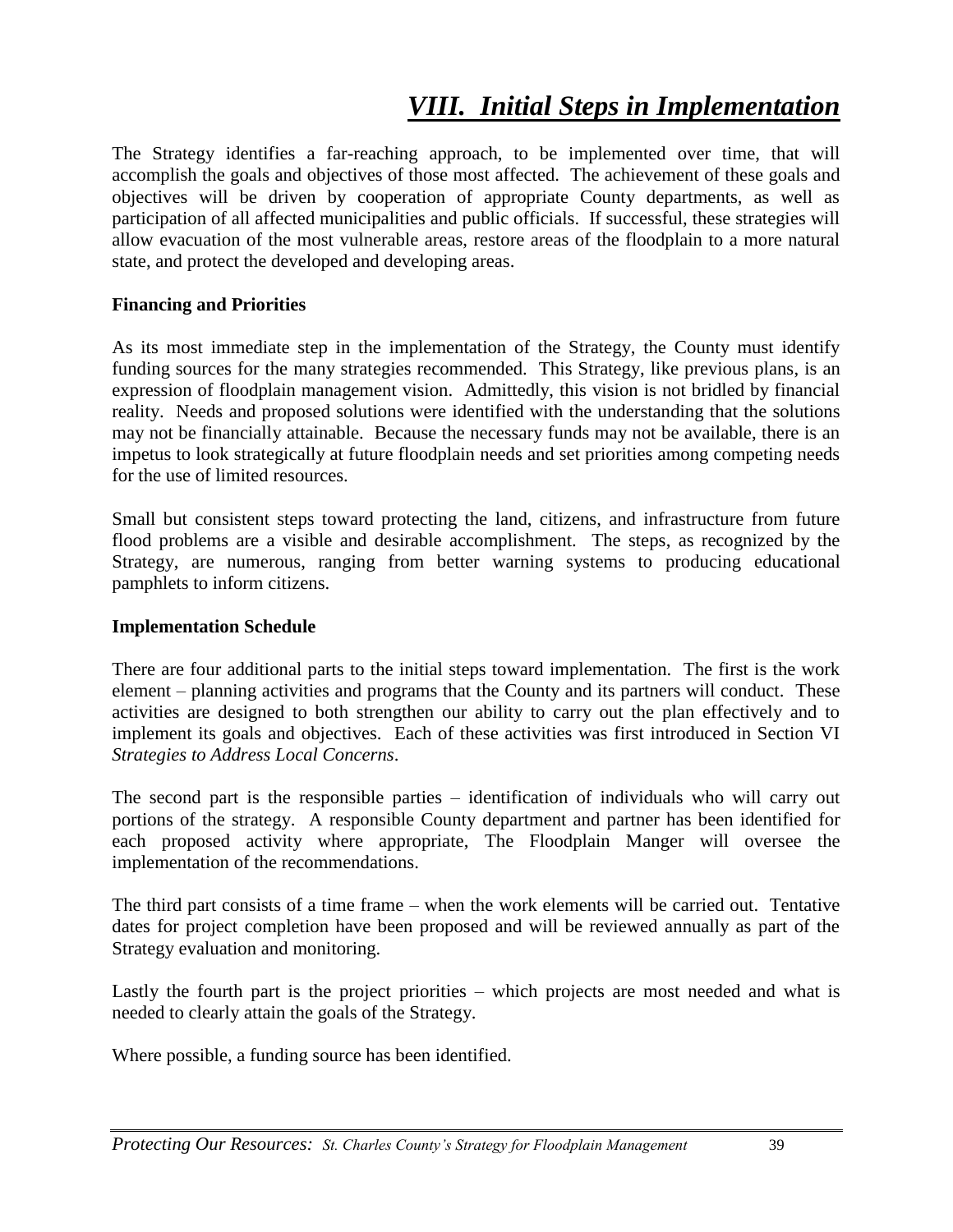# *VIII. Initial Steps in Implementation*

The Strategy identifies a far-reaching approach, to be implemented over time, that will accomplish the goals and objectives of those most affected. The achievement of these goals and objectives will be driven by cooperation of appropriate County departments, as well as participation of all affected municipalities and public officials. If successful, these strategies will allow evacuation of the most vulnerable areas, restore areas of the floodplain to a more natural state, and protect the developed and developing areas.

**Financing and Priorities**

As its most immediate step in the implementation of the Strategy, the County must identify funding sources for the many strategies recommended. This Strategy, like previous plans, is an expression of floodplain management vision. Admittedly, this vision is not bridled by financial reality. Needs and proposed solutions were identified with the understanding that the solutions may not be financially attainable. Because the necessary funds may not be available, there is an impetus to look strategically at future floodplain needs and set priorities among competing needs for the use of limited resources.

Small but consistent steps toward protecting the land, citizens, and infrastructure from future flood problems are a visible and desirable accomplishment. The steps, as recognized by the Strategy, are numerous, ranging from better warning systems to producing educational pamphlets to inform citizens.

**Implementation Schedule**

There are four additional parts to the initial steps toward implementation. The first is the work element – planning activities and programs that the County and its partners will conduct. These activities are designed to both strengthen our ability to carry out the plan effectively and to implement its goals and objectives. Each of these activities was first introduced in Section VI *Strategies to Address Local Concerns*.

The second part is the responsible parties – identification of individuals who will carry out portions of the strategy. A responsible County department and partner has been identified for each proposed activity where appropriate, The Floodplain Manger will oversee the implementation of the recommendations.

The third part consists of a time frame – when the work elements will be carried out. Tentative dates for project completion have been proposed and will be reviewed annually as part of the Strategy evaluation and monitoring.

Lastly the fourth part is the project priorities – which projects are most needed and what is needed to clearly attain the goals of the Strategy.

Where possible, a funding source has been identified.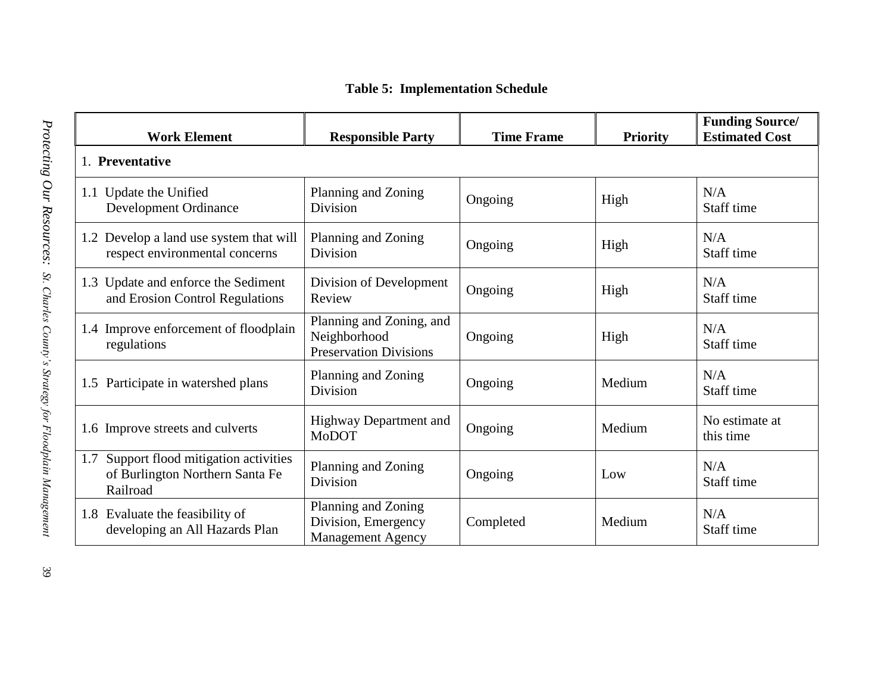**Table 5: Implementation Schedule**

| Work Element | Responsible Party | Time Frame | Priority | Funding Source/ Estimated Cost |
|---|---|---|---|---|
| 1. **Preventative** | | | | |
| 1.1 Update the Unified Development Ordinance | Planning and Zoning Division | Ongoing | High | N/A Staff time |
| 1.2 Develop a land use system that will respect environmental concerns | Planning and Zoning Division | Ongoing | High | N/A Staff time |
| 1.3 Update and enforce the Sediment and Erosion Control Regulations | Division of Development Review | Ongoing | High | N/A Staff time |
| 1.4 Improve enforcement of floodplain regulations | Planning and Zoning, and Neighborhood Preservation Divisions | Ongoing | High | N/A Staff time |
| 1.5 Participate in watershed plans | Planning and Zoning Division | Ongoing | Medium | N/A Staff time |
| 1.6 Improve streets and culverts | Highway Department and MoDOT | Ongoing | Medium | No estimate at this time |
| 1.7 Support flood mitigation activities of Burlington Northern Santa Fe Railroad | Planning and Zoning Division | Ongoing | Low | N/A Staff time |
| 1.8 Evaluate the feasibility of developing an All Hazards Plan | Planning and Zoning Division, Emergency Management Agency | Completed | Medium | N/A Staff time |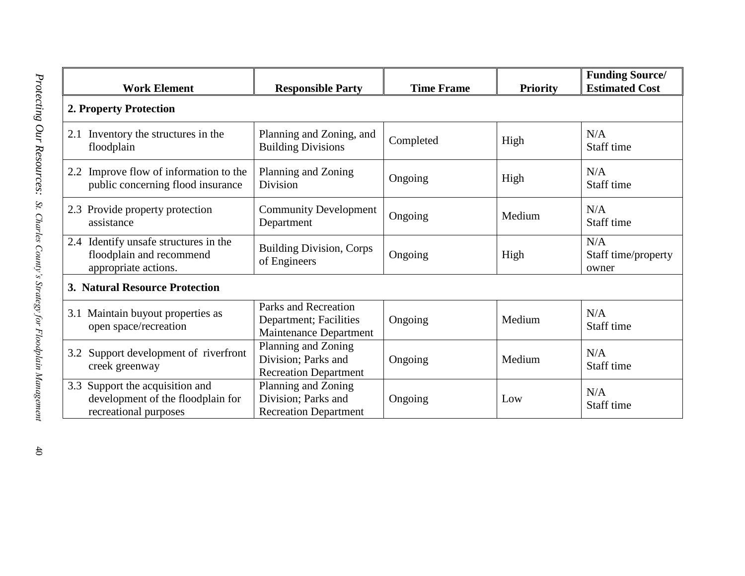| Work Element | Responsible Party | Time Frame | Priority | Funding Source/ Estimated Cost |
|---|---|---|---|---|
| **2. Property Protection** | | | | |
| 2.1 Inventory the structures in the floodplain | Planning and Zoning, and Building Divisions | Completed | High | N/A Staff time |
| 2.2 Improve flow of information to the public concerning flood insurance | Planning and Zoning Division | Ongoing | High | N/A Staff time |
| 2.3 Provide property protection assistance | Community Development Department | Ongoing | Medium | N/A Staff time |
| 2.4 Identify unsafe structures in the floodplain and recommend appropriate actions. | Building Division, Corps of Engineers | Ongoing | High | N/A Staff time/property owner |
| **3. Natural Resource Protection** | | | | |
| 3.1 Maintain buyout properties as open space/recreation | Parks and Recreation Department; Facilities Maintenance Department | Ongoing | Medium | N/A Staff time |
| 3.2 Support development of riverfront creek greenway | Planning and Zoning Division; Parks and Recreation Department | Ongoing | Medium | N/A Staff time |
| 3.3 Support the acquisition and development of the floodplain for recreational purposes | Planning and Zoning Division; Parks and Recreation Department | Ongoing | Low | N/A Staff time |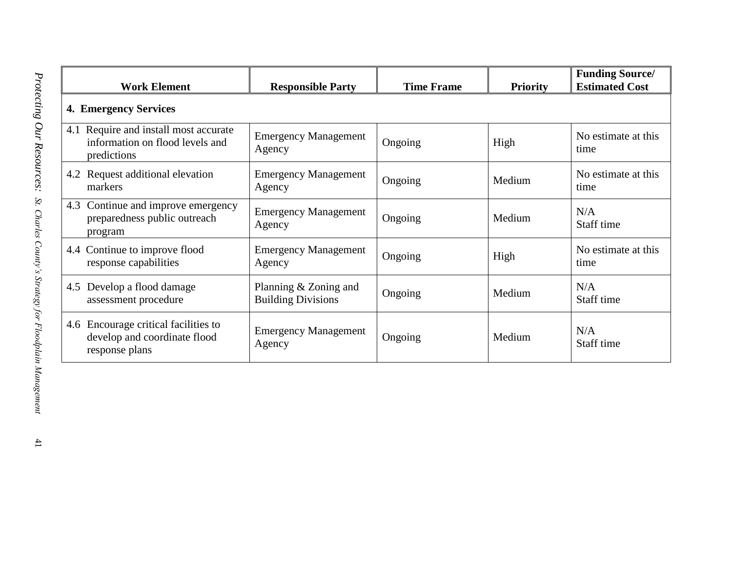| Work Element | Responsible Party | Time Frame | Priority | Funding Source/ Estimated Cost |
|---|---|---|---|---|
| **4. Emergency Services** | | | | |
| 4.1 Require and install most accurate information on flood levels and predictions | Emergency Management Agency | Ongoing | High | No estimate at this time |
| 4.2 Request additional elevation markers | Emergency Management Agency | Ongoing | Medium | No estimate at this time |
| 4.3 Continue and improve emergency preparedness public outreach program | Emergency Management Agency | Ongoing | Medium | N/A Staff time |
| 4.4 Continue to improve flood response capabilities | Emergency Management Agency | Ongoing | High | No estimate at this time |
| 4.5 Develop a flood damage assessment procedure | Planning & Zoning and Building Divisions | Ongoing | Medium | N/A Staff time |
| 4.6 Encourage critical facilities to develop and coordinate flood response plans | Emergency Management Agency | Ongoing | Medium | N/A Staff time |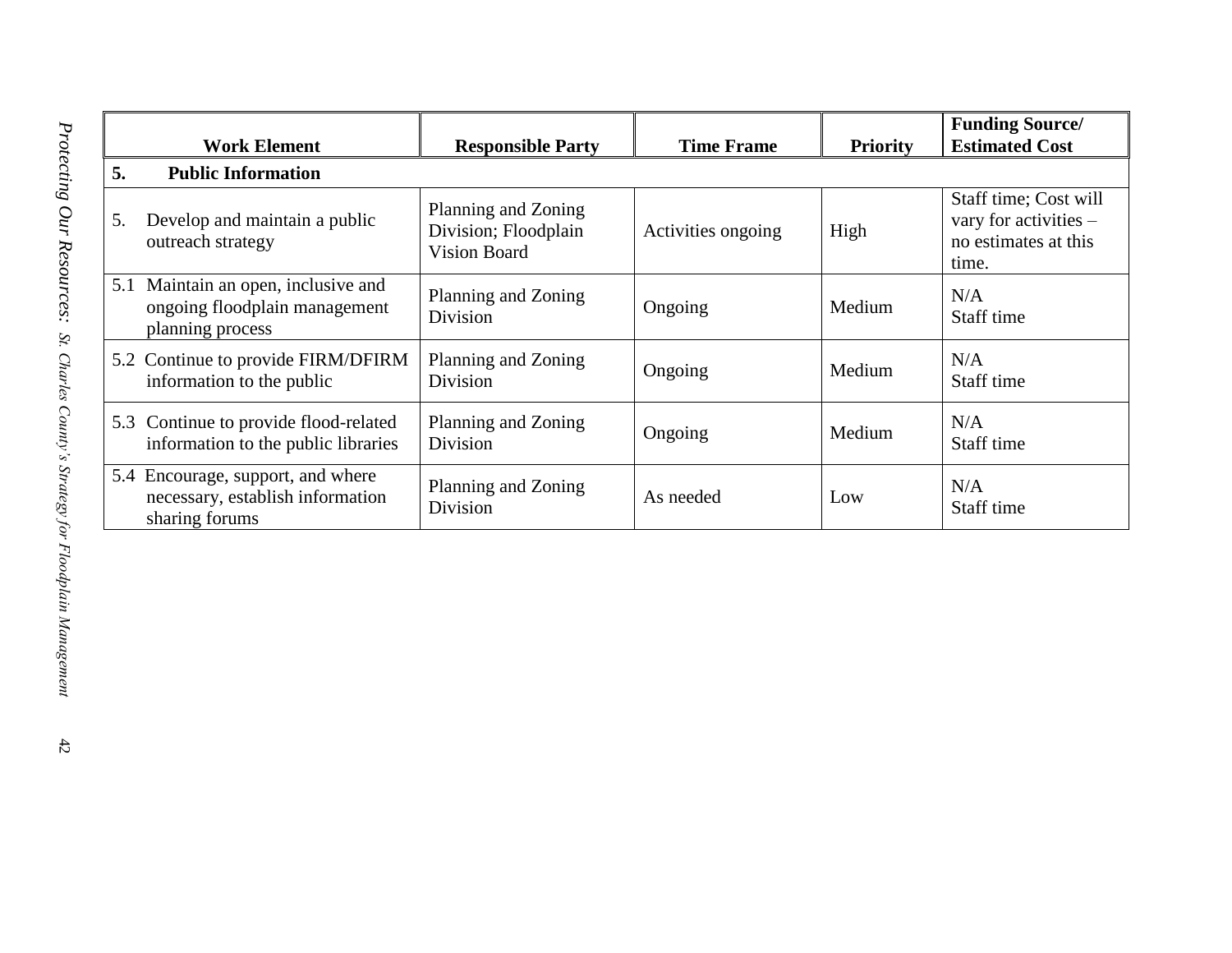| Work Element | Responsible Party | Time Frame | Priority | Funding Source/ Estimated Cost |
|---|---|---|---|---|
| **5. Public Information** | | | | |
| 5. Develop and maintain a public outreach strategy | Planning and Zoning Division; Floodplain Vision Board | Activities ongoing | High | Staff time; Cost will vary for activities – no estimates at this time. |
| 5.1 Maintain an open, inclusive and ongoing floodplain management planning process | Planning and Zoning Division | Ongoing | Medium | N/A Staff time |
| 5.2 Continue to provide FIRM/DFIRM information to the public | Planning and Zoning Division | Ongoing | Medium | N/A Staff time |
| 5.3 Continue to provide flood-related information to the public libraries | Planning and Zoning Division | Ongoing | Medium | N/A Staff time |
| 5.4 Encourage, support, and where necessary, establish information sharing forums | Planning and Zoning Division | As needed | Low | N/A Staff time |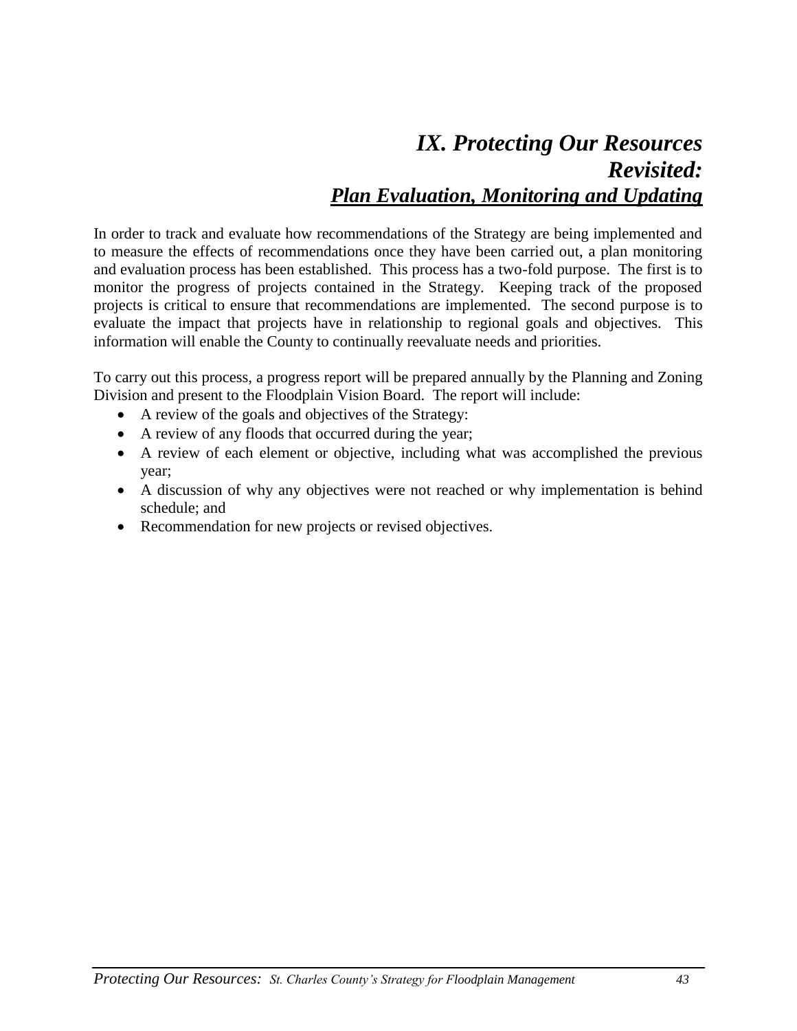# *IX. Protecting Our Resources Revisited:*
## ***Plan Evaluation, Monitoring and Updating***

In order to track and evaluate how recommendations of the Strategy are being implemented and to measure the effects of recommendations once they have been carried out, a plan monitoring and evaluation process has been established. This process has a two-fold purpose. The first is to monitor the progress of projects contained in the Strategy. Keeping track of the proposed projects is critical to ensure that recommendations are implemented. The second purpose is to evaluate the impact that projects have in relationship to regional goals and objectives. This information will enable the County to continually reevaluate needs and priorities.

To carry out this process, a progress report will be prepared annually by the Planning and Zoning Division and present to the Floodplain Vision Board. The report will include:

- A review of the goals and objectives of the Strategy:
- A review of any floods that occurred during the year;
- A review of each element or objective, including what was accomplished the previous year;
- A discussion of why any objectives were not reached or why implementation is behind schedule; and
- Recommendation for new projects or revised objectives.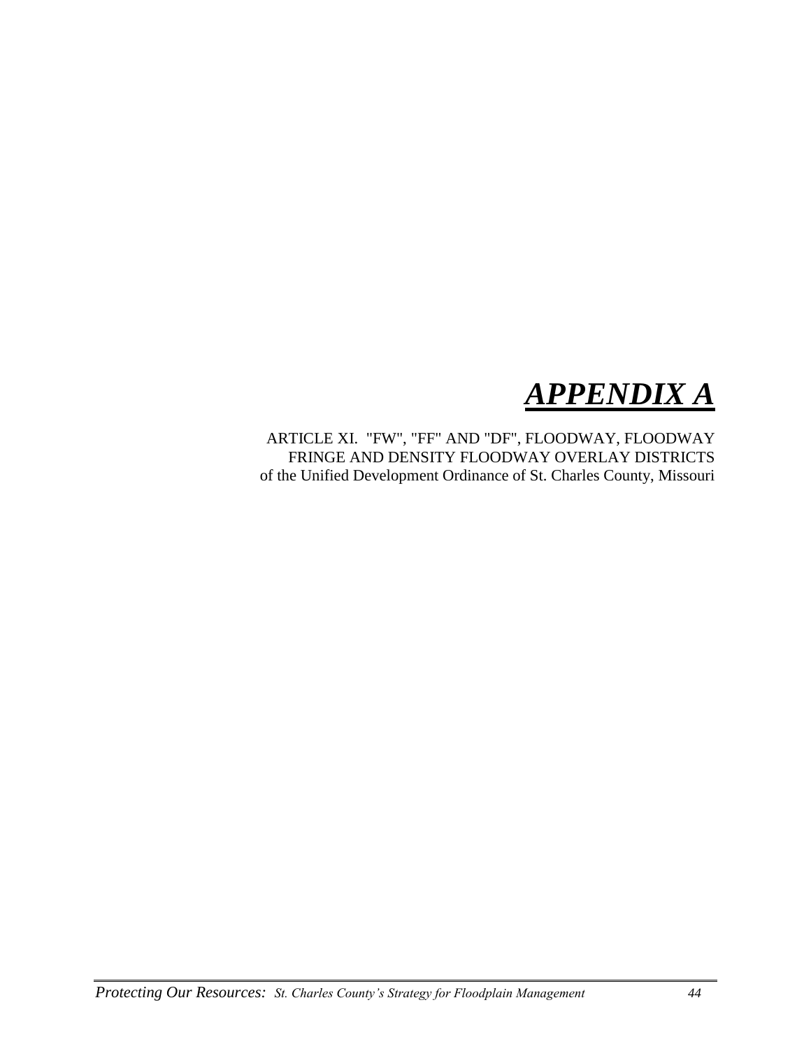# *APPENDIX A*

ARTICLE XI. "FW", "FF" AND "DF", FLOODWAY, FLOODWAY FRINGE AND DENSITY FLOODWAY OVERLAY DISTRICTS of the Unified Development Ordinance of St. Charles County, Missouri